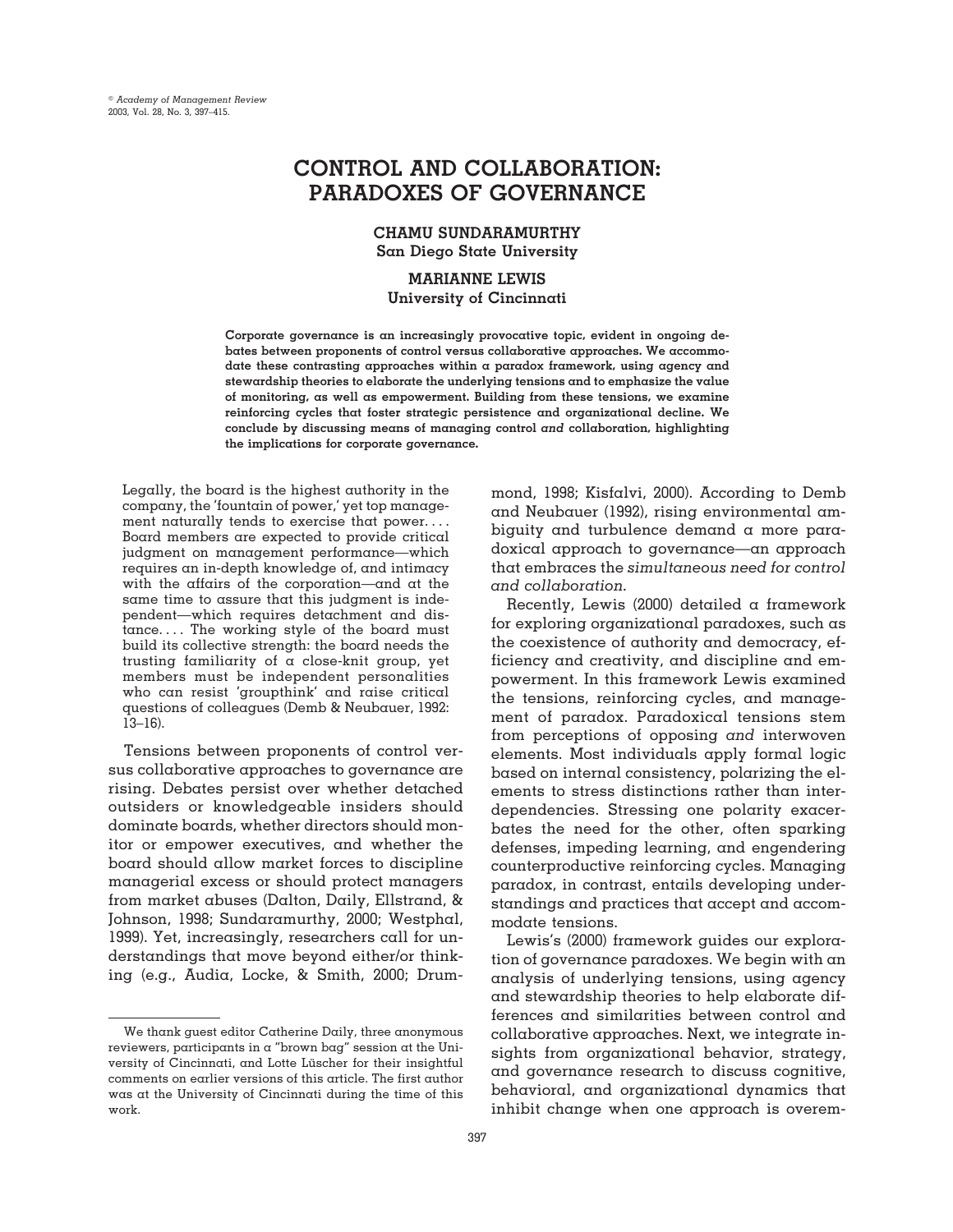# CONTROL AND COLLABORATION: PARADOXES OF GOVERNANCE

**CHAMU SUNDARAMURTHY**
**San Diego State University**

**MARIANNE LEWIS**
**University of Cincinnati**

**Corporate governance is an increasingly provocative topic, evident in ongoing debates between proponents of control versus collaborative approaches. We accommodate these contrasting approaches within a paradox framework, using agency and stewardship theories to elaborate the underlying tensions and to emphasize the value of monitoring, as well as empowerment. Building from these tensions, we examine reinforcing cycles that foster strategic persistence and organizational decline. We conclude by discussing means of managing control *and* collaboration, highlighting the implications for corporate governance.**

> Legally, the board is the highest authority in the company, the 'fountain of power,' yet top management naturally tends to exercise that power. . . . Board members are expected to provide critical judgment on management performance—which requires an in-depth knowledge of, and intimacy with the affairs of the corporation—and at the same time to assure that this judgment is independent—which requires detachment and distance. . . . The working style of the board must build its collective strength: the board needs the trusting familiarity of a close-knit group, yet members must be independent personalities who can resist 'groupthink' and raise critical questions of colleagues (Demb & Neubauer, 1992: 13–16).

Tensions between proponents of control versus collaborative approaches to governance are rising. Debates persist over whether detached outsiders or knowledgeable insiders should dominate boards, whether directors should monitor or empower executives, and whether the board should allow market forces to discipline managerial excess or should protect managers from market abuses (Dalton, Daily, Ellstrand, & Johnson, 1998; Sundaramurthy, 2000; Westphal, 1999). Yet, increasingly, researchers call for understandings that move beyond either/or thinking (e.g., Audia, Locke, & Smith, 2000; Drummond, 1998; Kisfalvi, 2000). According to Demb and Neubauer (1992), rising environmental ambiguity and turbulence demand a more paradoxical approach to governance—an approach that embraces the *simultaneous need for control and collaboration*.

Recently, Lewis (2000) detailed a framework for exploring organizational paradoxes, such as the coexistence of authority and democracy, efficiency and creativity, and discipline and empowerment. In this framework Lewis examined the tensions, reinforcing cycles, and management of paradox. Paradoxical tensions stem from perceptions of opposing *and* interwoven elements. Most individuals apply formal logic based on internal consistency, polarizing the elements to stress distinctions rather than interdependencies. Stressing one polarity exacerbates the need for the other, often sparking defenses, impeding learning, and engendering counterproductive reinforcing cycles. Managing paradox, in contrast, entails developing understandings and practices that accept and accommodate tensions.

Lewis's (2000) framework guides our exploration of governance paradoxes. We begin with an analysis of underlying tensions, using agency and stewardship theories to help elaborate differences and similarities between control and collaborative approaches. Next, we integrate insights from organizational behavior, strategy, and governance research to discuss cognitive, behavioral, and organizational dynamics that inhibit change when one approach is overem-

---

We thank guest editor Catherine Daily, three anonymous reviewers, participants in a "brown bag" session at the University of Cincinnati, and Lotte Lüscher for their insightful comments on earlier versions of this article. The first author was at the University of Cincinnati during the time of this work.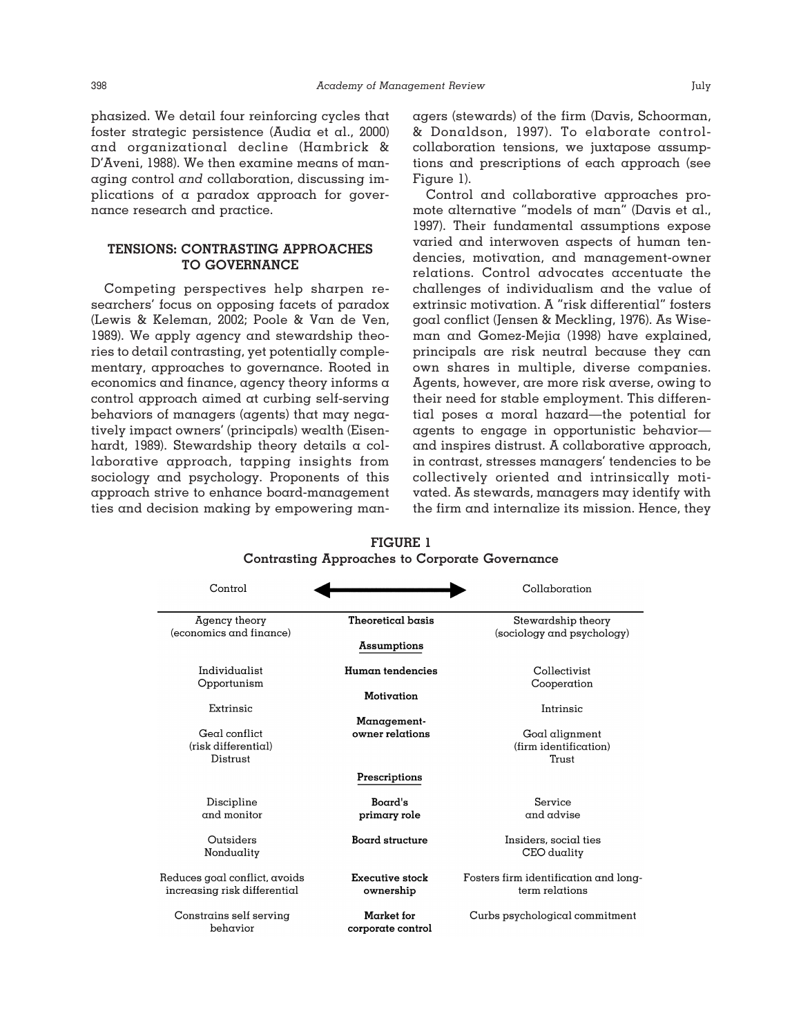phasized. We detail four reinforcing cycles that foster strategic persistence (Audia et al., 2000) and organizational decline (Hambrick & D'Aveni, 1988). We then examine means of managing control *and* collaboration, discussing implications of a paradox approach for governance research and practice.

## TENSIONS: CONTRASTING APPROACHES TO GOVERNANCE

Competing perspectives help sharpen researchers' focus on opposing facets of paradox (Lewis & Keleman, 2002; Poole & Van de Ven, 1989). We apply agency and stewardship theories to detail contrasting, yet potentially complementary, approaches to governance. Rooted in economics and finance, agency theory informs a control approach aimed at curbing self-serving behaviors of managers (agents) that may negatively impact owners' (principals) wealth (Eisenhardt, 1989). Stewardship theory details a collaborative approach, tapping insights from sociology and psychology. Proponents of this approach strive to enhance board-management ties and decision making by empowering managers (stewards) of the firm (Davis, Schoorman, & Donaldson, 1997). To elaborate control-collaboration tensions, we juxtapose assumptions and prescriptions of each approach (see Figure 1).

Control and collaborative approaches promote alternative "models of man" (Davis et al., 1997). Their fundamental assumptions expose varied and interwoven aspects of human tendencies, motivation, and management-owner relations. Control advocates accentuate the challenges of individualism and the value of extrinsic motivation. A "risk differential" fosters goal conflict (Jensen & Meckling, 1976). As Wiseman and Gomez-Mejia (1998) have explained, principals are risk neutral because they can own shares in multiple, diverse companies. Agents, however, are more risk averse, owing to their need for stable employment. This differential poses a moral hazard—the potential for agents to engage in opportunistic behavior—and inspires distrust. A collaborative approach, in contrast, stresses managers' tendencies to be collectively oriented and intrinsically motivated. As stewards, managers may identify with the firm and internalize its mission. Hence, they

**FIGURE 1**
**Contrasting Approaches to Corporate Governance**

| Control | ⟵⟶ | Collaboration |
|---|---|---|
| Agency theory (economics and finance) | **Theoretical basis** | Stewardship theory (sociology and psychology) |
| | **Assumptions** | |
| Individualist Opportunism | **Human tendencies** | Collectivist Cooperation |
| Extrinsic | **Motivation** | Intrinsic |
| Goal conflict (risk differential) Distrust | **Management-owner relations** | Goal alignment (firm identification) Trust |
| | **Prescriptions** | |
| Discipline and monitor | **Board's primary role** | Service and advise |
| Outsiders Nonduality | **Board structure** | Insiders, social ties CEO duality |
| Reduces goal conflict, avoids increasing risk differential | **Executive stock ownership** | Fosters firm identification and long-term relations |
| Constrains self serving behavior | **Market for corporate control** | Curbs psychological commitment |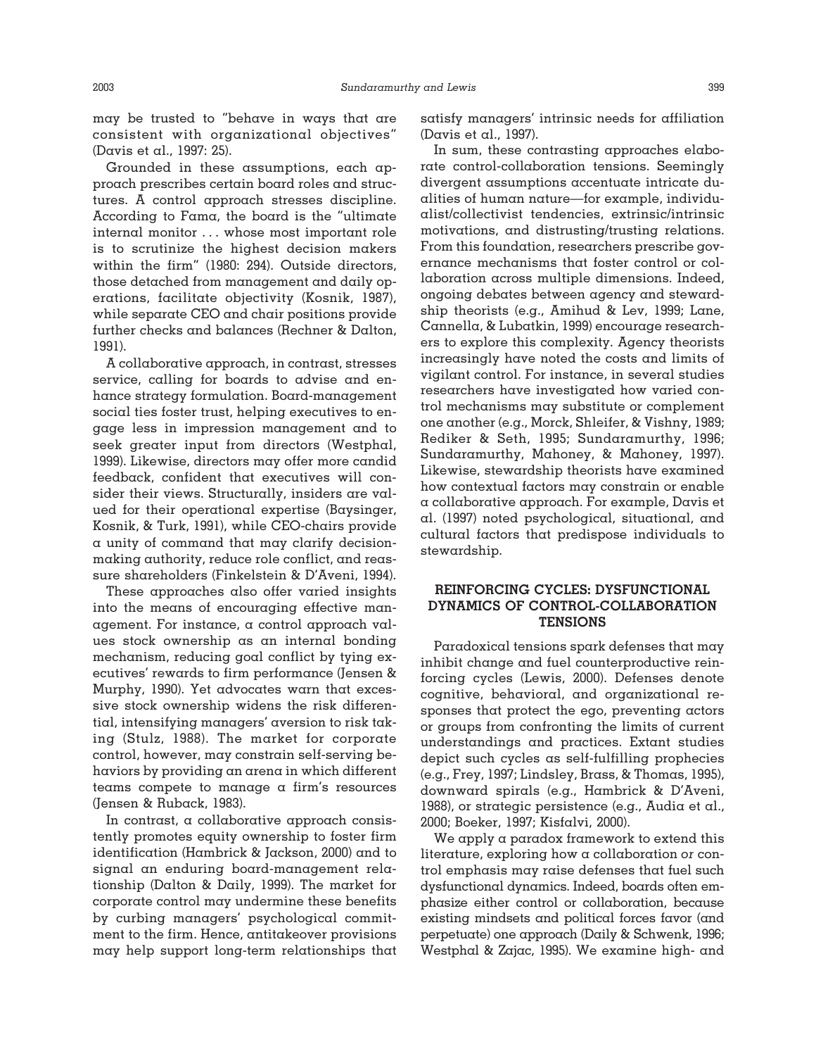may be trusted to "behave in ways that are consistent with organizational objectives" (Davis et al., 1997: 25).

Grounded in these assumptions, each approach prescribes certain board roles and structures. A control approach stresses discipline. According to Fama, the board is the "ultimate internal monitor . . . whose most important role is to scrutinize the highest decision makers within the firm" (1980: 294). Outside directors, those detached from management and daily operations, facilitate objectivity (Kosnik, 1987), while separate CEO and chair positions provide further checks and balances (Rechner & Dalton, 1991).

A collaborative approach, in contrast, stresses service, calling for boards to advise and enhance strategy formulation. Board-management social ties foster trust, helping executives to engage less in impression management and to seek greater input from directors (Westphal, 1999). Likewise, directors may offer more candid feedback, confident that executives will consider their views. Structurally, insiders are valued for their operational expertise (Baysinger, Kosnik, & Turk, 1991), while CEO-chairs provide a unity of command that may clarify decision-making authority, reduce role conflict, and reassure shareholders (Finkelstein & D'Aveni, 1994).

These approaches also offer varied insights into the means of encouraging effective management. For instance, a control approach values stock ownership as an internal bonding mechanism, reducing goal conflict by tying executives' rewards to firm performance (Jensen & Murphy, 1990). Yet advocates warn that excessive stock ownership widens the risk differential, intensifying managers' aversion to risk taking (Stulz, 1988). The market for corporate control, however, may constrain self-serving behaviors by providing an arena in which different teams compete to manage a firm's resources (Jensen & Ruback, 1983).

In contrast, a collaborative approach consistently promotes equity ownership to foster firm identification (Hambrick & Jackson, 2000) and to signal an enduring board-management relationship (Dalton & Daily, 1999). The market for corporate control may undermine these benefits by curbing managers' psychological commitment to the firm. Hence, antitakeover provisions may help support long-term relationships that satisfy managers' intrinsic needs for affiliation (Davis et al., 1997).

In sum, these contrasting approaches elaborate control-collaboration tensions. Seemingly divergent assumptions accentuate intricate dualities of human nature—for example, individualist/collectivist tendencies, extrinsic/intrinsic motivations, and distrusting/trusting relations. From this foundation, researchers prescribe governance mechanisms that foster control or collaboration across multiple dimensions. Indeed, ongoing debates between agency and stewardship theorists (e.g., Amihud & Lev, 1999; Lane, Cannella, & Lubatkin, 1999) encourage researchers to explore this complexity. Agency theorists increasingly have noted the costs and limits of vigilant control. For instance, in several studies researchers have investigated how varied control mechanisms may substitute or complement one another (e.g., Morck, Shleifer, & Vishny, 1989; Rediker & Seth, 1995; Sundaramurthy, 1996; Sundaramurthy, Mahoney, & Mahoney, 1997). Likewise, stewardship theorists have examined how contextual factors may constrain or enable a collaborative approach. For example, Davis et al. (1997) noted psychological, situational, and cultural factors that predispose individuals to stewardship.

## REINFORCING CYCLES: DYSFUNCTIONAL DYNAMICS OF CONTROL-COLLABORATION TENSIONS

Paradoxical tensions spark defenses that may inhibit change and fuel counterproductive reinforcing cycles (Lewis, 2000). Defenses denote cognitive, behavioral, and organizational responses that protect the ego, preventing actors or groups from confronting the limits of current understandings and practices. Extant studies depict such cycles as self-fulfilling prophecies (e.g., Frey, 1997; Lindsley, Brass, & Thomas, 1995), downward spirals (e.g., Hambrick & D'Aveni, 1988), or strategic persistence (e.g., Audia et al., 2000; Boeker, 1997; Kisfalvi, 2000).

We apply a paradox framework to extend this literature, exploring how a collaboration or control emphasis may raise defenses that fuel such dysfunctional dynamics. Indeed, boards often emphasize either control or collaboration, because existing mindsets and political forces favor (and perpetuate) one approach (Daily & Schwenk, 1996; Westphal & Zajac, 1995). We examine high- and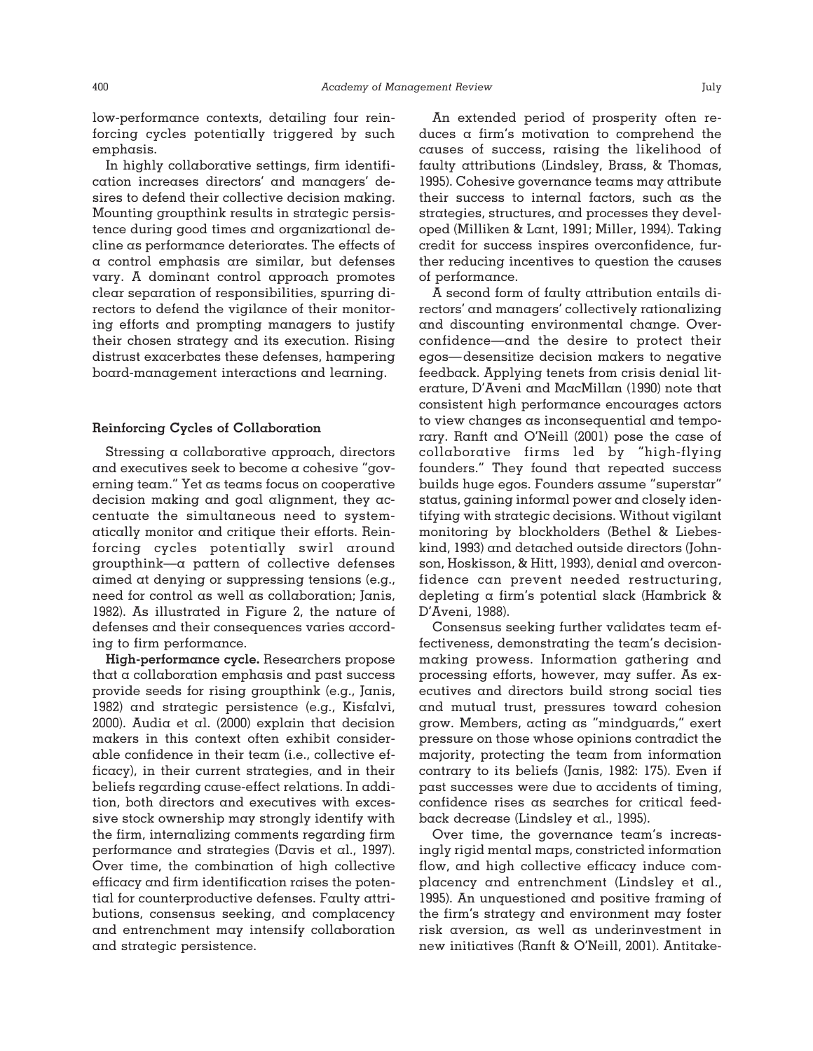low-performance contexts, detailing four reinforcing cycles potentially triggered by such emphasis.

In highly collaborative settings, firm identification increases directors' and managers' desires to defend their collective decision making. Mounting groupthink results in strategic persistence during good times and organizational decline as performance deteriorates. The effects of a control emphasis are similar, but defenses vary. A dominant control approach promotes clear separation of responsibilities, spurring directors to defend the vigilance of their monitoring efforts and prompting managers to justify their chosen strategy and its execution. Rising distrust exacerbates these defenses, hampering board-management interactions and learning.

### Reinforcing Cycles of Collaboration

Stressing a collaborative approach, directors and executives seek to become a cohesive "governing team." Yet as teams focus on cooperative decision making and goal alignment, they accentuate the simultaneous need to systematically monitor and critique their efforts. Reinforcing cycles potentially swirl around groupthink—a pattern of collective defenses aimed at denying or suppressing tensions (e.g., need for control as well as collaboration; Janis, 1982). As illustrated in Figure 2, the nature of defenses and their consequences varies according to firm performance.

**High-performance cycle.** Researchers propose that a collaboration emphasis and past success provide seeds for rising groupthink (e.g., Janis, 1982) and strategic persistence (e.g., Kisfalvi, 2000). Audia et al. (2000) explain that decision makers in this context often exhibit considerable confidence in their team (i.e., collective efficacy), in their current strategies, and in their beliefs regarding cause-effect relations. In addition, both directors and executives with excessive stock ownership may strongly identify with the firm, internalizing comments regarding firm performance and strategies (Davis et al., 1997). Over time, the combination of high collective efficacy and firm identification raises the potential for counterproductive defenses. Faulty attributions, consensus seeking, and complacency and entrenchment may intensify collaboration and strategic persistence.

An extended period of prosperity often reduces a firm's motivation to comprehend the causes of success, raising the likelihood of faulty attributions (Lindsley, Brass, & Thomas, 1995). Cohesive governance teams may attribute their success to internal factors, such as the strategies, structures, and processes they developed (Milliken & Lant, 1991; Miller, 1994). Taking credit for success inspires overconfidence, further reducing incentives to question the causes of performance.

A second form of faulty attribution entails directors' and managers' collectively rationalizing and discounting environmental change. Overconfidence—and the desire to protect their egos—desensitize decision makers to negative feedback. Applying tenets from crisis denial literature, D'Aveni and MacMillan (1990) note that consistent high performance encourages actors to view changes as inconsequential and temporary. Ranft and O'Neill (2001) pose the case of collaborative firms led by "high-flying founders." They found that repeated success builds huge egos. Founders assume "superstar" status, gaining informal power and closely identifying with strategic decisions. Without vigilant monitoring by blockholders (Bethel & Liebeskind, 1993) and detached outside directors (Johnson, Hoskisson, & Hitt, 1993), denial and overconfidence can prevent needed restructuring, depleting a firm's potential slack (Hambrick & D'Aveni, 1988).

Consensus seeking further validates team effectiveness, demonstrating the team's decision-making prowess. Information gathering and processing efforts, however, may suffer. As executives and directors build strong social ties and mutual trust, pressures toward cohesion grow. Members, acting as "mindguards," exert pressure on those whose opinions contradict the majority, protecting the team from information contrary to its beliefs (Janis, 1982: 175). Even if past successes were due to accidents of timing, confidence rises as searches for critical feedback decrease (Lindsley et al., 1995).

Over time, the governance team's increasingly rigid mental maps, constricted information flow, and high collective efficacy induce complacency and entrenchment (Lindsley et al., 1995). An unquestioned and positive framing of the firm's strategy and environment may foster risk aversion, as well as underinvestment in new initiatives (Ranft & O'Neill, 2001). Antitake-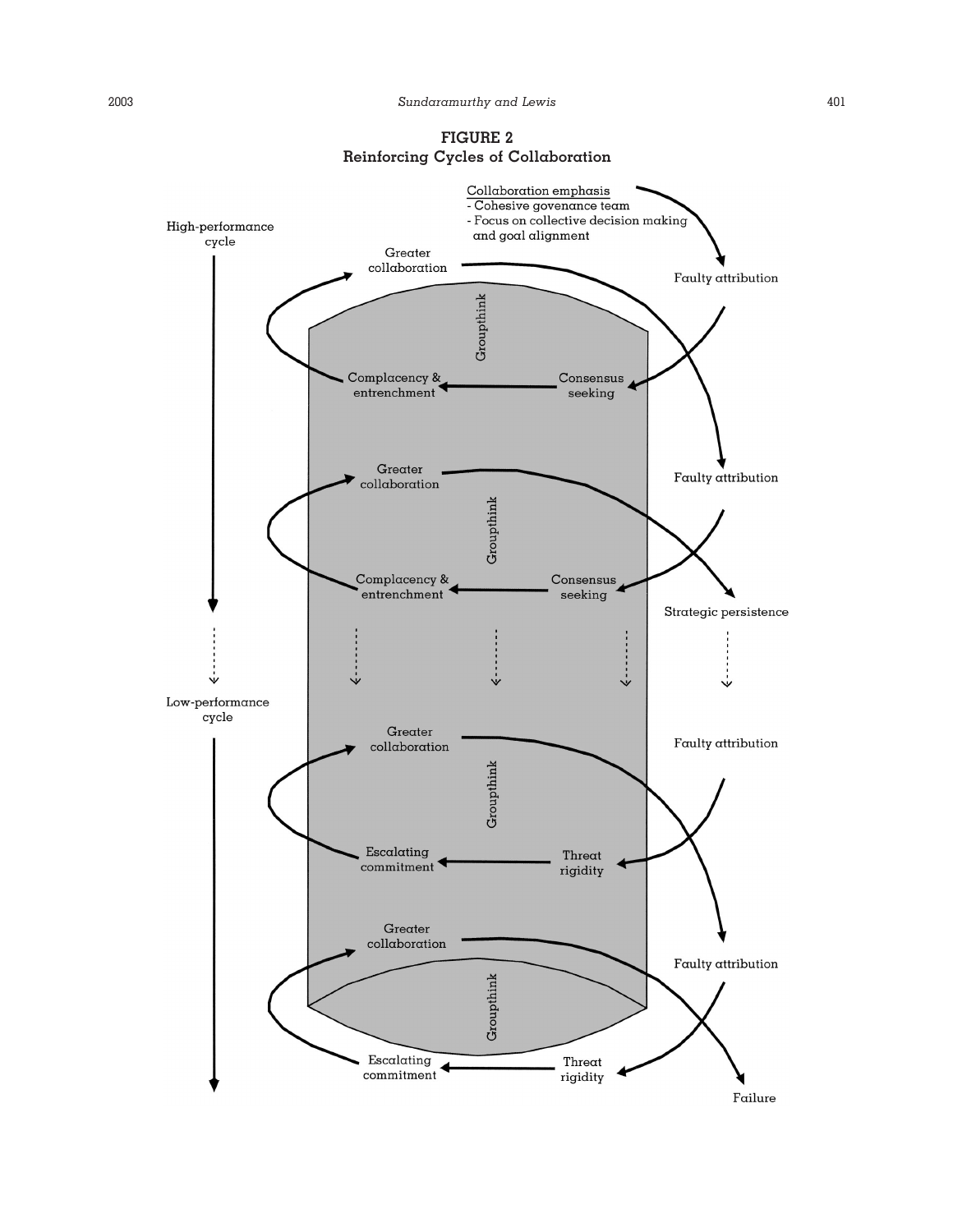**FIGURE 2**
**Reinforcing Cycles of Collaboration**

Collaboration emphasis
- Cohesive govenance team
- Focus on collective decision making and goal alignment

High-performance cycle

Greater collaboration

Groupthink

Complacency & entrenchment

Consensus seeking

Faulty attribution

Greater collaboration

Groupthink

Complacency & entrenchment

Consensus seeking

Faulty attribution

Strategic persistence

Low-performance cycle

Greater collaboration

Groupthink

Escalating commitment

Threat rigidity

Faulty attribution

Greater collaboration

Groupthink

Escalating commitment

Threat rigidity

Faulty attribution

Failure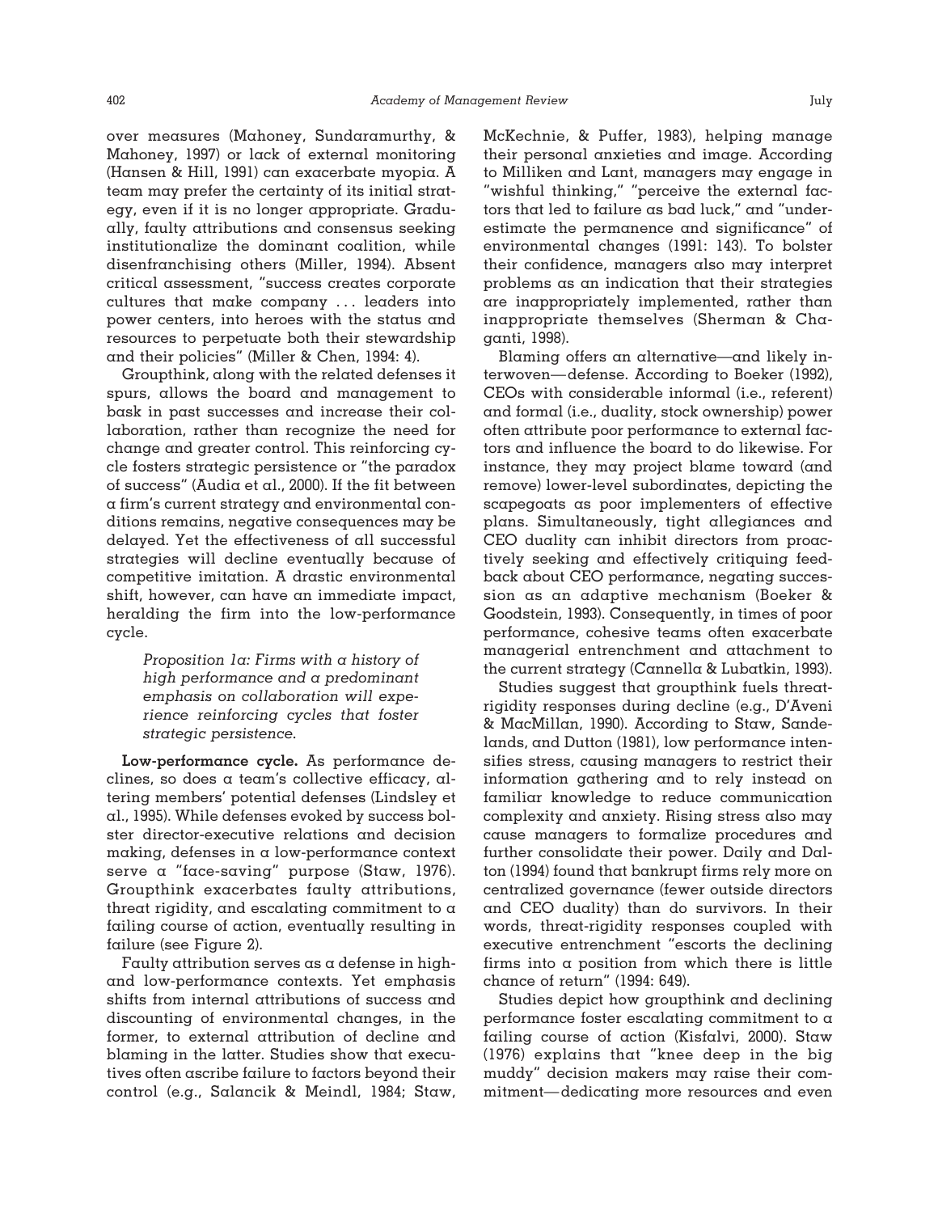over measures (Mahoney, Sundaramurthy, & Mahoney, 1997) or lack of external monitoring (Hansen & Hill, 1991) can exacerbate myopia. A team may prefer the certainty of its initial strategy, even if it is no longer appropriate. Gradually, faulty attributions and consensus seeking institutionalize the dominant coalition, while disenfranchising others (Miller, 1994). Absent critical assessment, "success creates corporate cultures that make company . . . leaders into power centers, into heroes with the status and resources to perpetuate both their stewardship and their policies" (Miller & Chen, 1994: 4).

Groupthink, along with the related defenses it spurs, allows the board and management to bask in past successes and increase their collaboration, rather than recognize the need for change and greater control. This reinforcing cycle fosters strategic persistence or "the paradox of success" (Audia et al., 2000). If the fit between a firm's current strategy and environmental conditions remains, negative consequences may be delayed. Yet the effectiveness of all successful strategies will decline eventually because of competitive imitation. A drastic environmental shift, however, can have an immediate impact, heralding the firm into the low-performance cycle.

> *Proposition 1a: Firms with a history of high performance and a predominant emphasis on collaboration will experience reinforcing cycles that foster strategic persistence.*

**Low-performance cycle.** As performance declines, so does a team's collective efficacy, altering members' potential defenses (Lindsley et al., 1995). While defenses evoked by success bolster director-executive relations and decision making, defenses in a low-performance context serve a "face-saving" purpose (Staw, 1976). Groupthink exacerbates faulty attributions, threat rigidity, and escalating commitment to a failing course of action, eventually resulting in failure (see Figure 2).

Faulty attribution serves as a defense in high- and low-performance contexts. Yet emphasis shifts from internal attributions of success and discounting of environmental changes, in the former, to external attribution of decline and blaming in the latter. Studies show that executives often ascribe failure to factors beyond their control (e.g., Salancik & Meindl, 1984; Staw, McKechnie, & Puffer, 1983), helping manage their personal anxieties and image. According to Milliken and Lant, managers may engage in "wishful thinking," "perceive the external factors that led to failure as bad luck," and "underestimate the permanence and significance" of environmental changes (1991: 143). To bolster their confidence, managers also may interpret problems as an indication that their strategies are inappropriately implemented, rather than inappropriate themselves (Sherman & Chaganti, 1998).

Blaming offers an alternative—and likely interwoven—defense. According to Boeker (1992), CEOs with considerable informal (i.e., referent) and formal (i.e., duality, stock ownership) power often attribute poor performance to external factors and influence the board to do likewise. For instance, they may project blame toward (and remove) lower-level subordinates, depicting the scapegoats as poor implementers of effective plans. Simultaneously, tight allegiances and CEO duality can inhibit directors from proactively seeking and effectively critiquing feedback about CEO performance, negating succession as an adaptive mechanism (Boeker & Goodstein, 1993). Consequently, in times of poor performance, cohesive teams often exacerbate managerial entrenchment and attachment to the current strategy (Cannella & Lubatkin, 1993).

Studies suggest that groupthink fuels threat-rigidity responses during decline (e.g., D'Aveni & MacMillan, 1990). According to Staw, Sandelands, and Dutton (1981), low performance intensifies stress, causing managers to restrict their information gathering and to rely instead on familiar knowledge to reduce communication complexity and anxiety. Rising stress also may cause managers to formalize procedures and further consolidate their power. Daily and Dalton (1994) found that bankrupt firms rely more on centralized governance (fewer outside directors and CEO duality) than do survivors. In their words, threat-rigidity responses coupled with executive entrenchment "escorts the declining firms into a position from which there is little chance of return" (1994: 649).

Studies depict how groupthink and declining performance foster escalating commitment to a failing course of action (Kisfalvi, 2000). Staw (1976) explains that "knee deep in the big muddy" decision makers may raise their commitment—dedicating more resources and even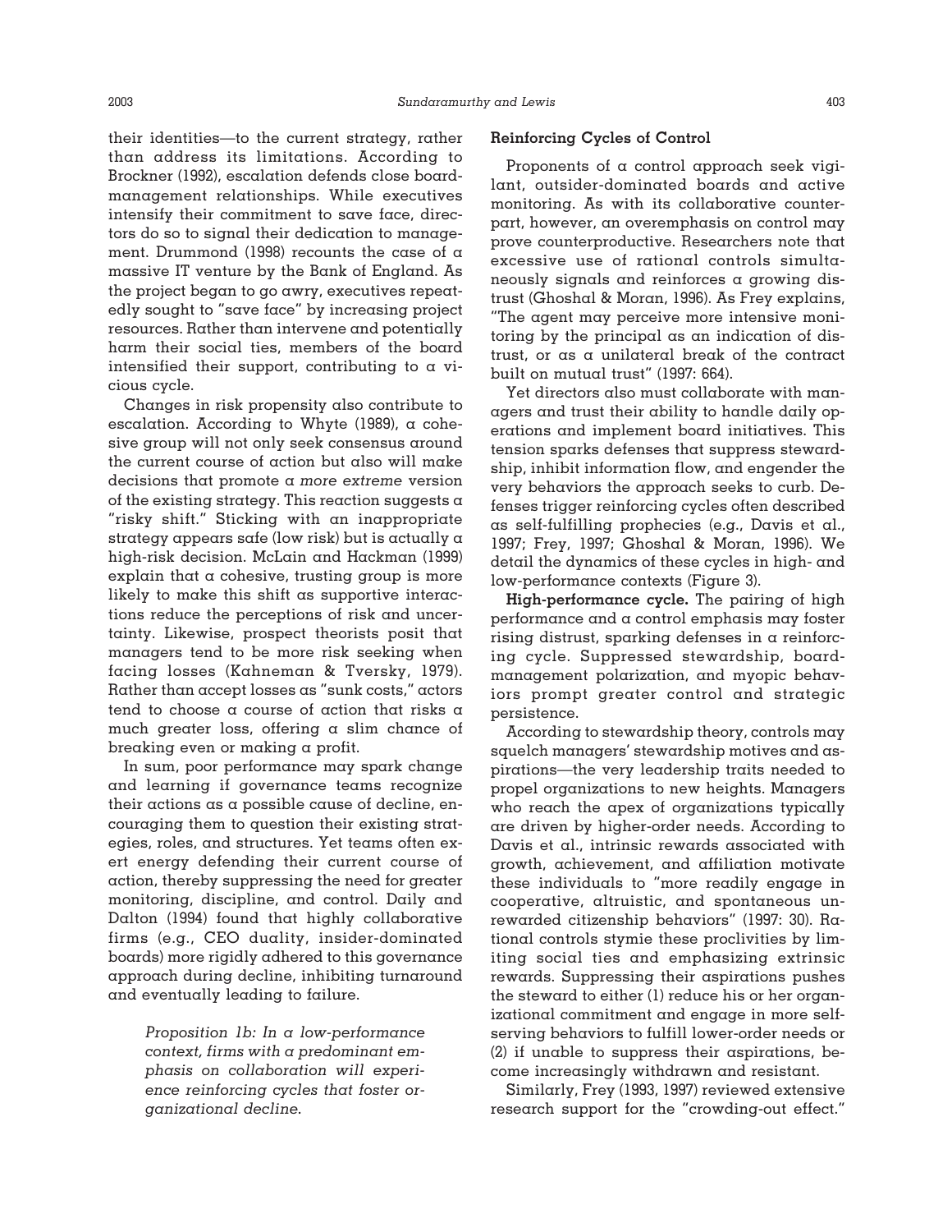their identities—to the current strategy, rather than address its limitations. According to Brockner (1992), escalation defends close board-management relationships. While executives intensify their commitment to save face, directors do so to signal their dedication to management. Drummond (1998) recounts the case of a massive IT venture by the Bank of England. As the project began to go awry, executives repeatedly sought to "save face" by increasing project resources. Rather than intervene and potentially harm their social ties, members of the board intensified their support, contributing to a vicious cycle.

Changes in risk propensity also contribute to escalation. According to Whyte (1989), a cohesive group will not only seek consensus around the current course of action but also will make decisions that promote a *more extreme* version of the existing strategy. This reaction suggests a "risky shift." Sticking with an inappropriate strategy appears safe (low risk) but is actually a high-risk decision. McLain and Hackman (1999) explain that a cohesive, trusting group is more likely to make this shift as supportive interactions reduce the perceptions of risk and uncertainty. Likewise, prospect theorists posit that managers tend to be more risk seeking when facing losses (Kahneman & Tversky, 1979). Rather than accept losses as "sunk costs," actors tend to choose a course of action that risks a much greater loss, offering a slim chance of breaking even or making a profit.

In sum, poor performance may spark change and learning if governance teams recognize their actions as a possible cause of decline, encouraging them to question their existing strategies, roles, and structures. Yet teams often exert energy defending their current course of action, thereby suppressing the need for greater monitoring, discipline, and control. Daily and Dalton (1994) found that highly collaborative firms (e.g., CEO duality, insider-dominated boards) more rigidly adhered to this governance approach during decline, inhibiting turnaround and eventually leading to failure.

> *Proposition 1b: In a low-performance context, firms with a predominant emphasis on collaboration will experience reinforcing cycles that foster organizational decline.*

### Reinforcing Cycles of Control

Proponents of a control approach seek vigilant, outsider-dominated boards and active monitoring. As with its collaborative counterpart, however, an overemphasis on control may prove counterproductive. Researchers note that excessive use of rational controls simultaneously signals and reinforces a growing distrust (Ghoshal & Moran, 1996). As Frey explains, "The agent may perceive more intensive monitoring by the principal as an indication of distrust, or as a unilateral break of the contract built on mutual trust" (1997: 664).

Yet directors also must collaborate with managers and trust their ability to handle daily operations and implement board initiatives. This tension sparks defenses that suppress stewardship, inhibit information flow, and engender the very behaviors the approach seeks to curb. Defenses trigger reinforcing cycles often described as self-fulfilling prophecies (e.g., Davis et al., 1997; Frey, 1997; Ghoshal & Moran, 1996). We detail the dynamics of these cycles in high- and low-performance contexts (Figure 3).

**High-performance cycle.** The pairing of high performance and a control emphasis may foster rising distrust, sparking defenses in a reinforcing cycle. Suppressed stewardship, board-management polarization, and myopic behaviors prompt greater control and strategic persistence.

According to stewardship theory, controls may squelch managers' stewardship motives and aspirations—the very leadership traits needed to propel organizations to new heights. Managers who reach the apex of organizations typically are driven by higher-order needs. According to Davis et al., intrinsic rewards associated with growth, achievement, and affiliation motivate these individuals to "more readily engage in cooperative, altruistic, and spontaneous unrewarded citizenship behaviors" (1997: 30). Rational controls stymie these proclivities by limiting social ties and emphasizing extrinsic rewards. Suppressing their aspirations pushes the steward to either (1) reduce his or her organizational commitment and engage in more self-serving behaviors to fulfill lower-order needs or (2) if unable to suppress their aspirations, become increasingly withdrawn and resistant.

Similarly, Frey (1993, 1997) reviewed extensive research support for the "crowding-out effect."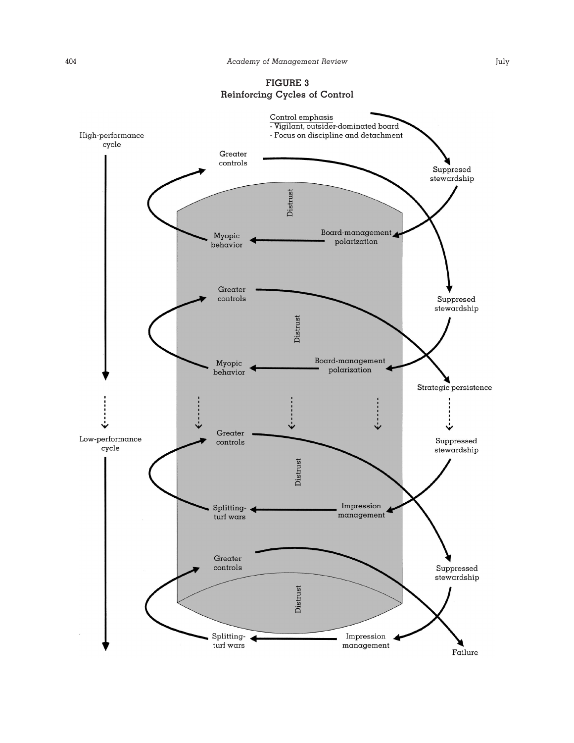**FIGURE 3**
**Reinforcing Cycles of Control**

Control emphasis
- Vigilant, outsider-dominated board
- Focus on discipline and detachment

High-performance cycle

Greater controls

Suppresed stewardship

Distrust

Myopic behavior

Board-management polarization

Greater controls

Suppresed stewardship

Distrust

Myopic behavior

Board-management polarization

Strategic persistence

Low-performance cycle

Greater controls

Suppressed stewardship

Distrust

Splitting-turf wars

Impression management

Greater controls

Suppressed stewardship

Distrust

Splitting-turf wars

Impression management

Failure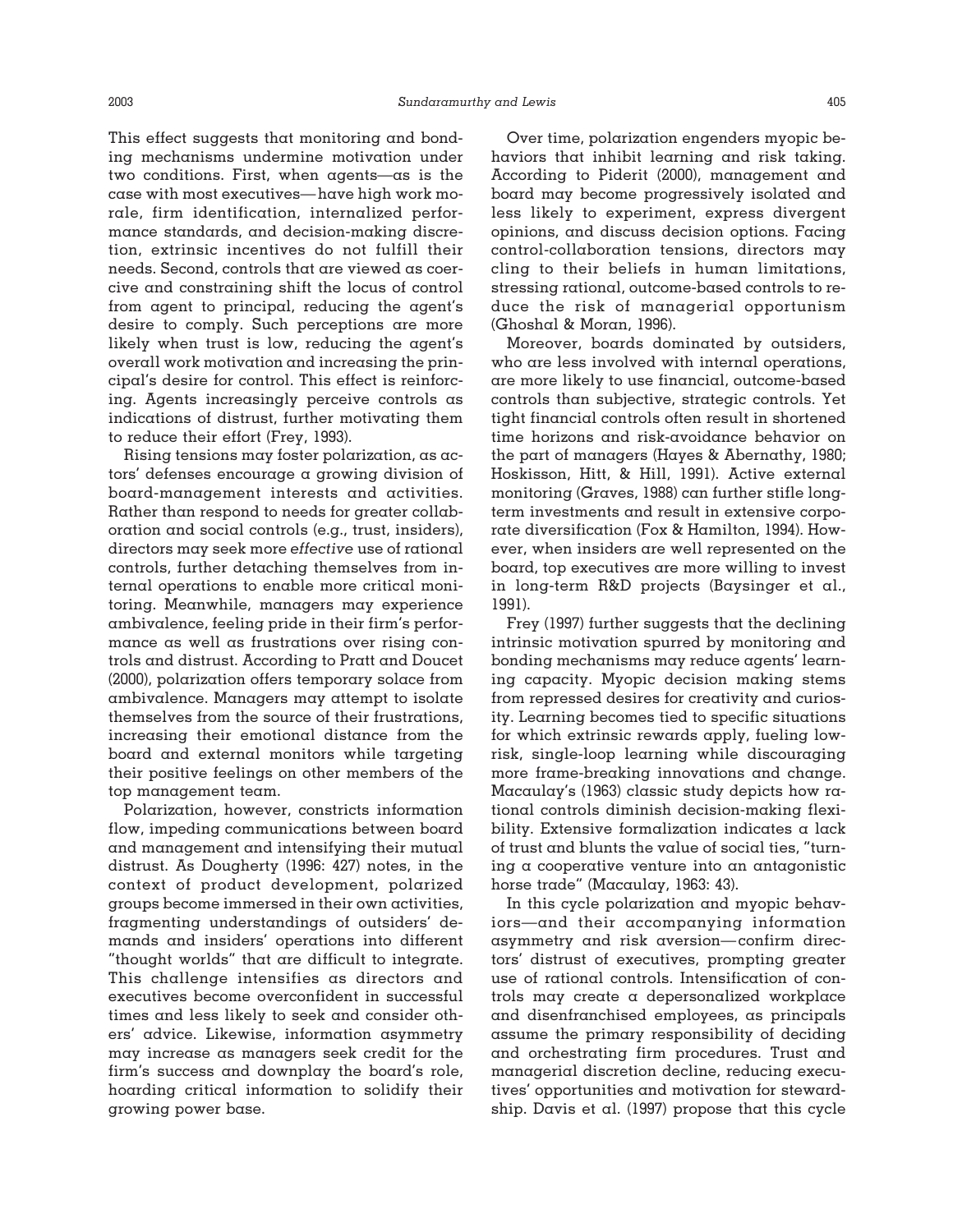This effect suggests that monitoring and bonding mechanisms undermine motivation under two conditions. First, when agents—as is the case with most executives—have high work morale, firm identification, internalized performance standards, and decision-making discretion, extrinsic incentives do not fulfill their needs. Second, controls that are viewed as coercive and constraining shift the locus of control from agent to principal, reducing the agent's desire to comply. Such perceptions are more likely when trust is low, reducing the agent's overall work motivation and increasing the principal's desire for control. This effect is reinforcing. Agents increasingly perceive controls as indications of distrust, further motivating them to reduce their effort (Frey, 1993).

Rising tensions may foster polarization, as actors' defenses encourage a growing division of board-management interests and activities. Rather than respond to needs for greater collaboration and social controls (e.g., trust, insiders), directors may seek more *effective* use of rational controls, further detaching themselves from internal operations to enable more critical monitoring. Meanwhile, managers may experience ambivalence, feeling pride in their firm's performance as well as frustrations over rising controls and distrust. According to Pratt and Doucet (2000), polarization offers temporary solace from ambivalence. Managers may attempt to isolate themselves from the source of their frustrations, increasing their emotional distance from the board and external monitors while targeting their positive feelings on other members of the top management team.

Polarization, however, constricts information flow, impeding communications between board and management and intensifying their mutual distrust. As Dougherty (1996: 427) notes, in the context of product development, polarized groups become immersed in their own activities, fragmenting understandings of outsiders' demands and insiders' operations into different "thought worlds" that are difficult to integrate. This challenge intensifies as directors and executives become overconfident in successful times and less likely to seek and consider others' advice. Likewise, information asymmetry may increase as managers seek credit for the firm's success and downplay the board's role, hoarding critical information to solidify their growing power base.

Over time, polarization engenders myopic behaviors that inhibit learning and risk taking. According to Piderit (2000), management and board may become progressively isolated and less likely to experiment, express divergent opinions, and discuss decision options. Facing control-collaboration tensions, directors may cling to their beliefs in human limitations, stressing rational, outcome-based controls to reduce the risk of managerial opportunism (Ghoshal & Moran, 1996).

Moreover, boards dominated by outsiders, who are less involved with internal operations, are more likely to use financial, outcome-based controls than subjective, strategic controls. Yet tight financial controls often result in shortened time horizons and risk-avoidance behavior on the part of managers (Hayes & Abernathy, 1980; Hoskisson, Hitt, & Hill, 1991). Active external monitoring (Graves, 1988) can further stifle long-term investments and result in extensive corporate diversification (Fox & Hamilton, 1994). However, when insiders are well represented on the board, top executives are more willing to invest in long-term R&D projects (Baysinger et al., 1991).

Frey (1997) further suggests that the declining intrinsic motivation spurred by monitoring and bonding mechanisms may reduce agents' learning capacity. Myopic decision making stems from repressed desires for creativity and curiosity. Learning becomes tied to specific situations for which extrinsic rewards apply, fueling low-risk, single-loop learning while discouraging more frame-breaking innovations and change. Macaulay's (1963) classic study depicts how rational controls diminish decision-making flexibility. Extensive formalization indicates a lack of trust and blunts the value of social ties, "turning a cooperative venture into an antagonistic horse trade" (Macaulay, 1963: 43).

In this cycle polarization and myopic behaviors—and their accompanying information asymmetry and risk aversion—confirm directors' distrust of executives, prompting greater use of rational controls. Intensification of controls may create a depersonalized workplace and disenfranchised employees, as principals assume the primary responsibility of deciding and orchestrating firm procedures. Trust and managerial discretion decline, reducing executives' opportunities and motivation for stewardship. Davis et al. (1997) propose that this cycle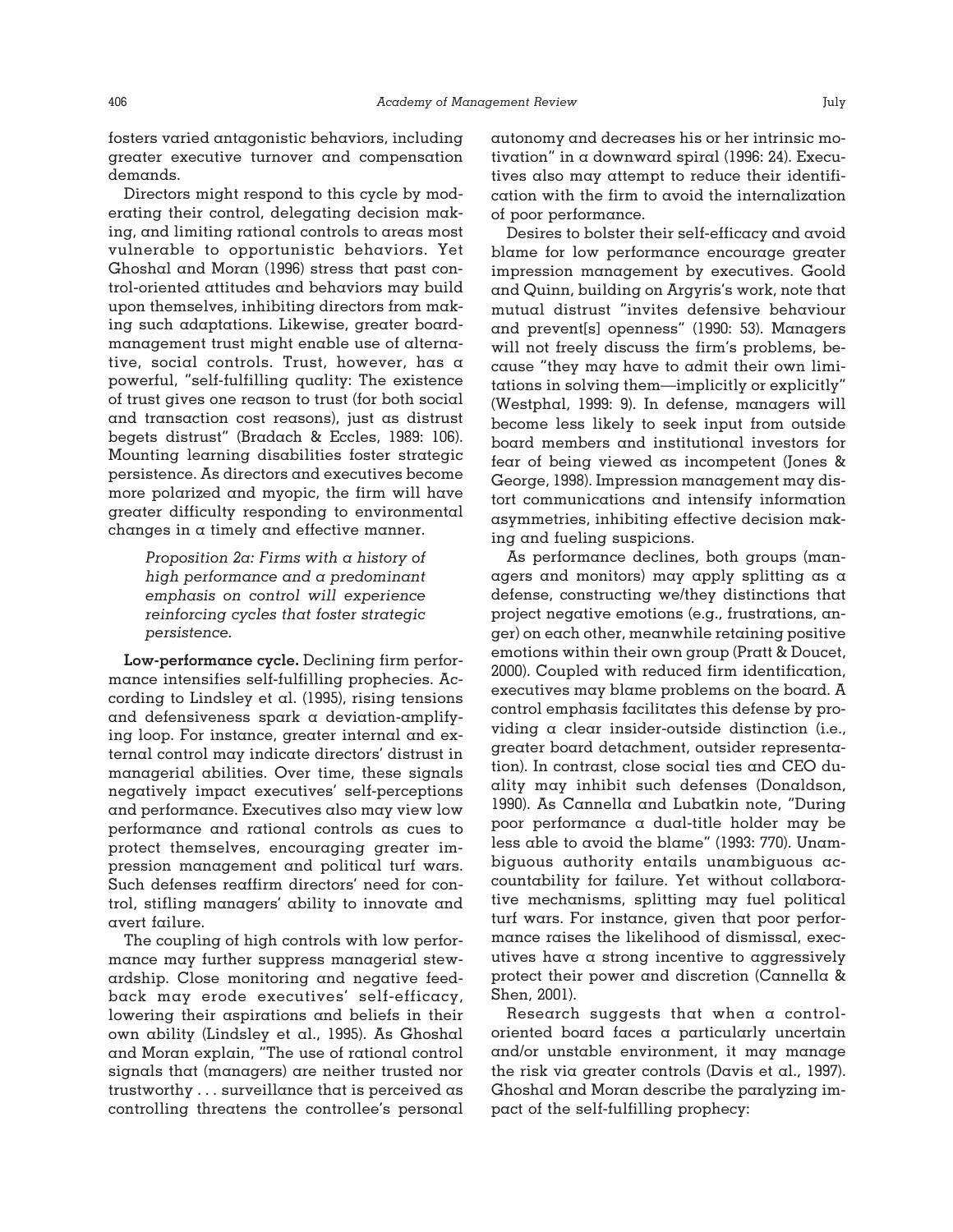fosters varied antagonistic behaviors, including greater executive turnover and compensation demands.

Directors might respond to this cycle by moderating their control, delegating decision making, and limiting rational controls to areas most vulnerable to opportunistic behaviors. Yet Ghoshal and Moran (1996) stress that past control-oriented attitudes and behaviors may build upon themselves, inhibiting directors from making such adaptations. Likewise, greater board-management trust might enable use of alternative, social controls. Trust, however, has a powerful, "self-fulfilling quality: The existence of trust gives one reason to trust (for both social and transaction cost reasons), just as distrust begets distrust" (Bradach & Eccles, 1989: 106). Mounting learning disabilities foster strategic persistence. As directors and executives become more polarized and myopic, the firm will have greater difficulty responding to environmental changes in a timely and effective manner.

> *Proposition 2a: Firms with a history of high performance and a predominant emphasis on control will experience reinforcing cycles that foster strategic persistence.*

**Low-performance cycle.** Declining firm performance intensifies self-fulfilling prophecies. According to Lindsley et al. (1995), rising tensions and defensiveness spark a deviation-amplifying loop. For instance, greater internal and external control may indicate directors' distrust in managerial abilities. Over time, these signals negatively impact executives' self-perceptions and performance. Executives also may view low performance and rational controls as cues to protect themselves, encouraging greater impression management and political turf wars. Such defenses reaffirm directors' need for control, stifling managers' ability to innovate and avert failure.

The coupling of high controls with low performance may further suppress managerial stewardship. Close monitoring and negative feedback may erode executives' self-efficacy, lowering their aspirations and beliefs in their own ability (Lindsley et al., 1995). As Ghoshal and Moran explain, "The use of rational control signals that (managers) are neither trusted nor trustworthy . . . surveillance that is perceived as controlling threatens the controllee's personal autonomy and decreases his or her intrinsic motivation" in a downward spiral (1996: 24). Executives also may attempt to reduce their identification with the firm to avoid the internalization of poor performance.

Desires to bolster their self-efficacy and avoid blame for low performance encourage greater impression management by executives. Goold and Quinn, building on Argyris's work, note that mutual distrust "invites defensive behaviour and prevent[s] openness" (1990: 53). Managers will not freely discuss the firm's problems, because "they may have to admit their own limitations in solving them—implicitly or explicitly" (Westphal, 1999: 9). In defense, managers will become less likely to seek input from outside board members and institutional investors for fear of being viewed as incompetent (Jones & George, 1998). Impression management may distort communications and intensify information asymmetries, inhibiting effective decision making and fueling suspicions.

As performance declines, both groups (managers and monitors) may apply splitting as a defense, constructing we/they distinctions that project negative emotions (e.g., frustrations, anger) on each other, meanwhile retaining positive emotions within their own group (Pratt & Doucet, 2000). Coupled with reduced firm identification, executives may blame problems on the board. A control emphasis facilitates this defense by providing a clear insider-outside distinction (i.e., greater board detachment, outsider representation). In contrast, close social ties and CEO duality may inhibit such defenses (Donaldson, 1990). As Cannella and Lubatkin note, "During poor performance a dual-title holder may be less able to avoid the blame" (1993: 770). Unambiguous authority entails unambiguous accountability for failure. Yet without collaborative mechanisms, splitting may fuel political turf wars. For instance, given that poor performance raises the likelihood of dismissal, executives have a strong incentive to aggressively protect their power and discretion (Cannella & Shen, 2001).

Research suggests that when a control-oriented board faces a particularly uncertain and/or unstable environment, it may manage the risk via greater controls (Davis et al., 1997). Ghoshal and Moran describe the paralyzing impact of the self-fulfilling prophecy: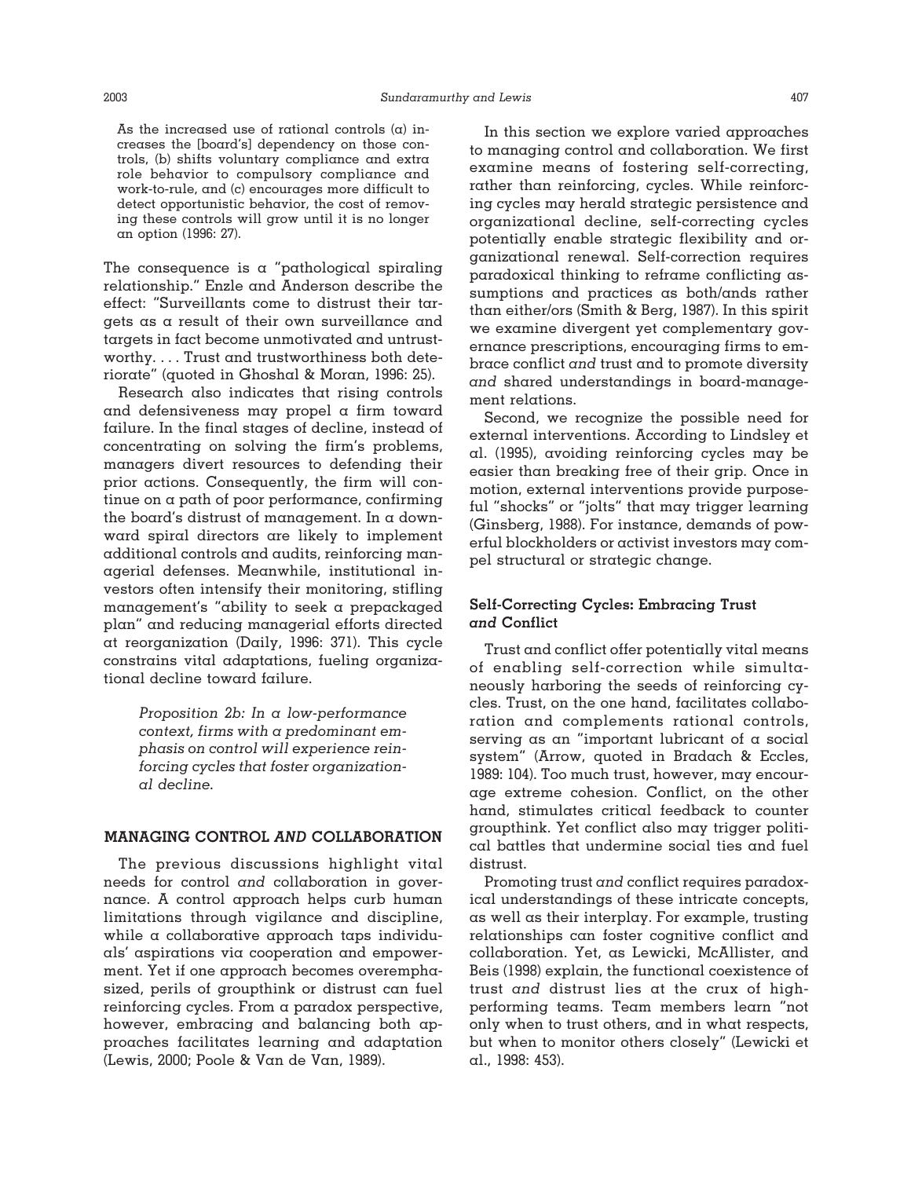> As the increased use of rational controls (a) increases the [board's] dependency on those controls, (b) shifts voluntary compliance and extra role behavior to compulsory compliance and work-to-rule, and (c) encourages more difficult to detect opportunistic behavior, the cost of removing these controls will grow until it is no longer an option (1996: 27).

The consequence is a "pathological spiraling relationship." Enzle and Anderson describe the effect: "Surveillants come to distrust their targets as a result of their own surveillance and targets in fact become unmotivated and untrustworthy. . . . Trust and trustworthiness both deteriorate" (quoted in Ghoshal & Moran, 1996: 25).

Research also indicates that rising controls and defensiveness may propel a firm toward failure. In the final stages of decline, instead of concentrating on solving the firm's problems, managers divert resources to defending their prior actions. Consequently, the firm will continue on a path of poor performance, confirming the board's distrust of management. In a downward spiral directors are likely to implement additional controls and audits, reinforcing managerial defenses. Meanwhile, institutional investors often intensify their monitoring, stifling management's "ability to seek a prepackaged plan" and reducing managerial efforts directed at reorganization (Daily, 1996: 371). This cycle constrains vital adaptations, fueling organizational decline toward failure.

> *Proposition 2b: In a low-performance context, firms with a predominant emphasis on control will experience reinforcing cycles that foster organizational decline.*

## MANAGING CONTROL *AND* COLLABORATION

The previous discussions highlight vital needs for control *and* collaboration in governance. A control approach helps curb human limitations through vigilance and discipline, while a collaborative approach taps individuals' aspirations via cooperation and empowerment. Yet if one approach becomes overemphasized, perils of groupthink or distrust can fuel reinforcing cycles. From a paradox perspective, however, embracing and balancing both approaches facilitates learning and adaptation (Lewis, 2000; Poole & Van de Van, 1989).

In this section we explore varied approaches to managing control and collaboration. We first examine means of fostering self-correcting, rather than reinforcing, cycles. While reinforcing cycles may herald strategic persistence and organizational decline, self-correcting cycles potentially enable strategic flexibility and organizational renewal. Self-correction requires paradoxical thinking to reframe conflicting assumptions and practices as both/ands rather than either/ors (Smith & Berg, 1987). In this spirit we examine divergent yet complementary governance prescriptions, encouraging firms to embrace conflict *and* trust and to promote diversity *and* shared understandings in board-management relations.

Second, we recognize the possible need for external interventions. According to Lindsley et al. (1995), avoiding reinforcing cycles may be easier than breaking free of their grip. Once in motion, external interventions provide purposeful "shocks" or "jolts" that may trigger learning (Ginsberg, 1988). For instance, demands of powerful blockholders or activist investors may compel structural or strategic change.

### Self-Correcting Cycles: Embracing Trust *and* Conflict

Trust and conflict offer potentially vital means of enabling self-correction while simultaneously harboring the seeds of reinforcing cycles. Trust, on the one hand, facilitates collaboration and complements rational controls, serving as an "important lubricant of a social system" (Arrow, quoted in Bradach & Eccles, 1989: 104). Too much trust, however, may encourage extreme cohesion. Conflict, on the other hand, stimulates critical feedback to counter groupthink. Yet conflict also may trigger political battles that undermine social ties and fuel distrust.

Promoting trust *and* conflict requires paradoxical understandings of these intricate concepts, as well as their interplay. For example, trusting relationships can foster cognitive conflict and collaboration. Yet, as Lewicki, McAllister, and Beis (1998) explain, the functional coexistence of trust *and* distrust lies at the crux of high-performing teams. Team members learn "not only when to trust others, and in what respects, but when to monitor others closely" (Lewicki et al., 1998: 453).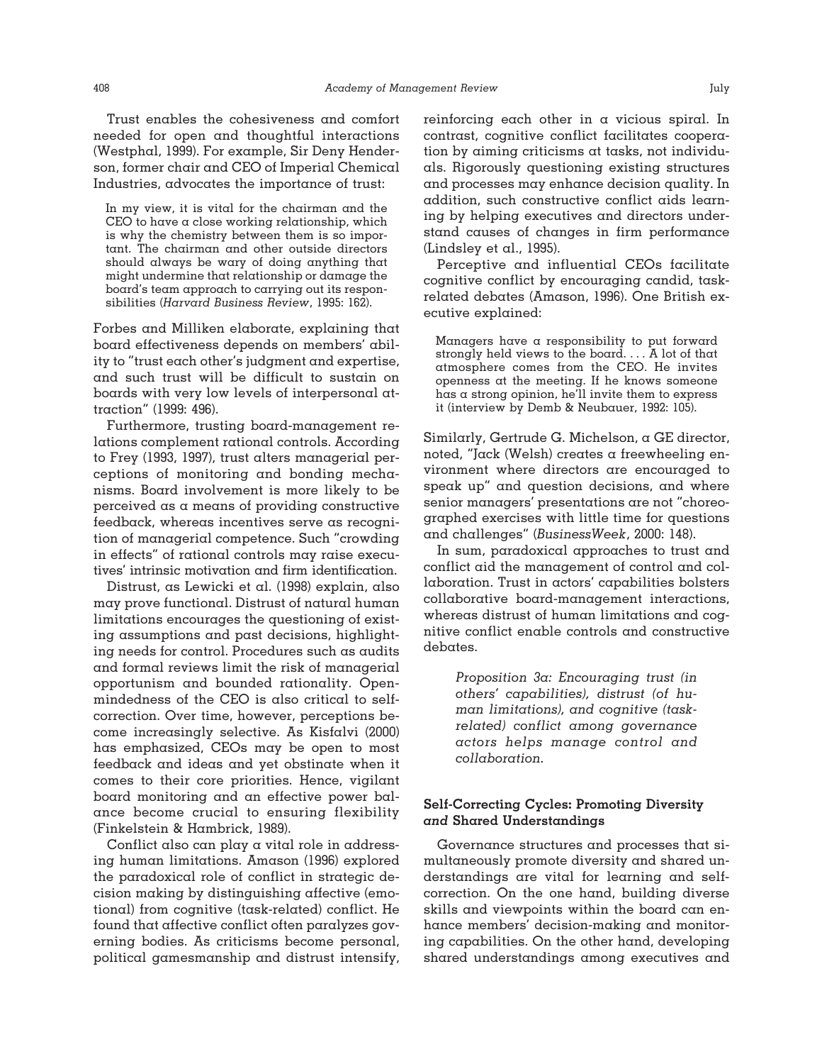Trust enables the cohesiveness and comfort needed for open and thoughtful interactions (Westphal, 1999). For example, Sir Deny Henderson, former chair and CEO of Imperial Chemical Industries, advocates the importance of trust:

> In my view, it is vital for the chairman and the CEO to have a close working relationship, which is why the chemistry between them is so important. The chairman and other outside directors should always be wary of doing anything that might undermine that relationship or damage the board's team approach to carrying out its responsibilities (*Harvard Business Review*, 1995: 162).

Forbes and Milliken elaborate, explaining that board effectiveness depends on members' ability to "trust each other's judgment and expertise, and such trust will be difficult to sustain on boards with very low levels of interpersonal attraction" (1999: 496).

Furthermore, trusting board-management relations complement rational controls. According to Frey (1993, 1997), trust alters managerial perceptions of monitoring and bonding mechanisms. Board involvement is more likely to be perceived as a means of providing constructive feedback, whereas incentives serve as recognition of managerial competence. Such "crowding in effects" of rational controls may raise executives' intrinsic motivation and firm identification.

Distrust, as Lewicki et al. (1998) explain, also may prove functional. Distrust of natural human limitations encourages the questioning of existing assumptions and past decisions, highlighting needs for control. Procedures such as audits and formal reviews limit the risk of managerial opportunism and bounded rationality. Openmindedness of the CEO is also critical to self-correction. Over time, however, perceptions become increasingly selective. As Kisfalvi (2000) has emphasized, CEOs may be open to most feedback and ideas and yet obstinate when it comes to their core priorities. Hence, vigilant board monitoring and an effective power balance become crucial to ensuring flexibility (Finkelstein & Hambrick, 1989).

Conflict also can play a vital role in addressing human limitations. Amason (1996) explored the paradoxical role of conflict in strategic decision making by distinguishing affective (emotional) from cognitive (task-related) conflict. He found that affective conflict often paralyzes governing bodies. As criticisms become personal, political gamesmanship and distrust intensify, reinforcing each other in a vicious spiral. In contrast, cognitive conflict facilitates cooperation by aiming criticisms at tasks, not individuals. Rigorously questioning existing structures and processes may enhance decision quality. In addition, such constructive conflict aids learning by helping executives and directors understand causes of changes in firm performance (Lindsley et al., 1995).

Perceptive and influential CEOs facilitate cognitive conflict by encouraging candid, task-related debates (Amason, 1996). One British executive explained:

> Managers have a responsibility to put forward strongly held views to the board. . . . A lot of that atmosphere comes from the CEO. He invites openness at the meeting. If he knows someone has a strong opinion, he'll invite them to express it (interview by Demb & Neubauer, 1992: 105).

Similarly, Gertrude G. Michelson, a GE director, noted, "Jack (Welsh) creates a freewheeling environment where directors are encouraged to speak up" and question decisions, and where senior managers' presentations are not "choreographed exercises with little time for questions and challenges" (*BusinessWeek*, 2000: 148).

In sum, paradoxical approaches to trust and conflict aid the management of control and collaboration. Trust in actors' capabilities bolsters collaborative board-management interactions, whereas distrust of human limitations and cognitive conflict enable controls and constructive debates.

> *Proposition 3a: Encouraging trust (in others' capabilities), distrust (of human limitations), and cognitive (task-related) conflict among governance actors helps manage control and collaboration.*

### Self-Correcting Cycles: Promoting Diversity *and* Shared Understandings

Governance structures and processes that simultaneously promote diversity and shared understandings are vital for learning and self-correction. On the one hand, building diverse skills and viewpoints within the board can enhance members' decision-making and monitoring capabilities. On the other hand, developing shared understandings among executives and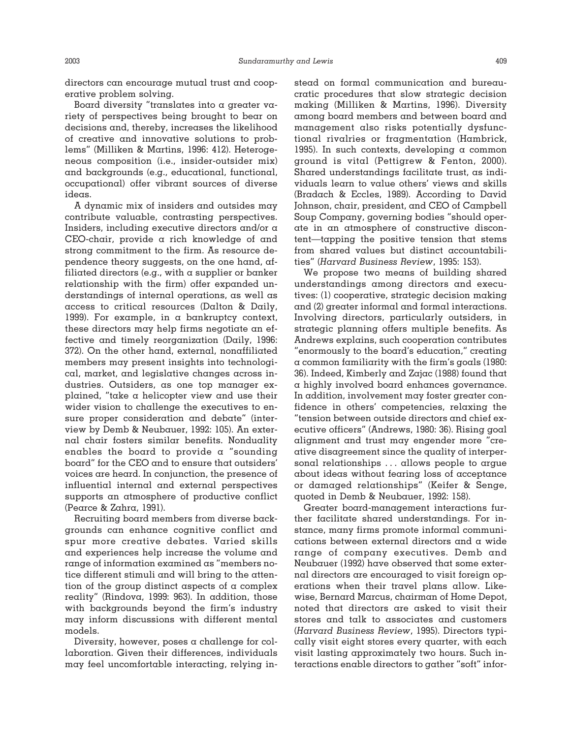directors can encourage mutual trust and cooperative problem solving.

Board diversity "translates into a greater variety of perspectives being brought to bear on decisions and, thereby, increases the likelihood of creative and innovative solutions to problems" (Milliken & Martins, 1996: 412). Heterogeneous composition (i.e., insider-outsider mix) and backgrounds (e.g., educational, functional, occupational) offer vibrant sources of diverse ideas.

A dynamic mix of insiders and outsides may contribute valuable, contrasting perspectives. Insiders, including executive directors and/or a CEO-chair, provide a rich knowledge of and strong commitment to the firm. As resource dependence theory suggests, on the one hand, affiliated directors (e.g., with a supplier or banker relationship with the firm) offer expanded understandings of internal operations, as well as access to critical resources (Dalton & Daily, 1999). For example, in a bankruptcy context, these directors may help firms negotiate an effective and timely reorganization (Daily, 1996: 372). On the other hand, external, nonaffiliated members may present insights into technological, market, and legislative changes across industries. Outsiders, as one top manager explained, "take a helicopter view and use their wider vision to challenge the executives to ensure proper consideration and debate" (interview by Demb & Neubauer, 1992: 105). An external chair fosters similar benefits. Nonduality enables the board to provide a "sounding board" for the CEO and to ensure that outsiders' voices are heard. In conjunction, the presence of influential internal and external perspectives supports an atmosphere of productive conflict (Pearce & Zahra, 1991).

Recruiting board members from diverse backgrounds can enhance cognitive conflict and spur more creative debates. Varied skills and experiences help increase the volume and range of information examined as "members notice different stimuli and will bring to the attention of the group distinct aspects of a complex reality" (Rindova, 1999: 963). In addition, those with backgrounds beyond the firm's industry may inform discussions with different mental models.

Diversity, however, poses a challenge for collaboration. Given their differences, individuals may feel uncomfortable interacting, relying instead on formal communication and bureaucratic procedures that slow strategic decision making (Milliken & Martins, 1996). Diversity among board members and between board and management also risks potentially dysfunctional rivalries or fragmentation (Hambrick, 1995). In such contexts, developing a common ground is vital (Pettigrew & Fenton, 2000). Shared understandings facilitate trust, as individuals learn to value others' views and skills (Bradach & Eccles, 1989). According to David Johnson, chair, president, and CEO of Campbell Soup Company, governing bodies "should operate in an atmosphere of constructive discontent—tapping the positive tension that stems from shared values but distinct accountabilities" (*Harvard Business Review*, 1995: 153).

We propose two means of building shared understandings among directors and executives: (1) cooperative, strategic decision making and (2) greater informal and formal interactions. Involving directors, particularly outsiders, in strategic planning offers multiple benefits. As Andrews explains, such cooperation contributes "enormously to the board's education," creating a common familiarity with the firm's goals (1980: 36). Indeed, Kimberly and Zajac (1988) found that a highly involved board enhances governance. In addition, involvement may foster greater confidence in others' competencies, relaxing the "tension between outside directors and chief executive officers" (Andrews, 1980: 36). Rising goal alignment and trust may engender more "creative disagreement since the quality of interpersonal relationships . . . allows people to argue about ideas without fearing loss of acceptance or damaged relationships" (Keifer & Senge, quoted in Demb & Neubauer, 1992: 158).

Greater board-management interactions further facilitate shared understandings. For instance, many firms promote informal communications between external directors and a wide range of company executives. Demb and Neubauer (1992) have observed that some external directors are encouraged to visit foreign operations when their travel plans allow. Likewise, Bernard Marcus, chairman of Home Depot, noted that directors are asked to visit their stores and talk to associates and customers (*Harvard Business Review*, 1995). Directors typically visit eight stores every quarter, with each visit lasting approximately two hours. Such interactions enable directors to gather "soft" infor-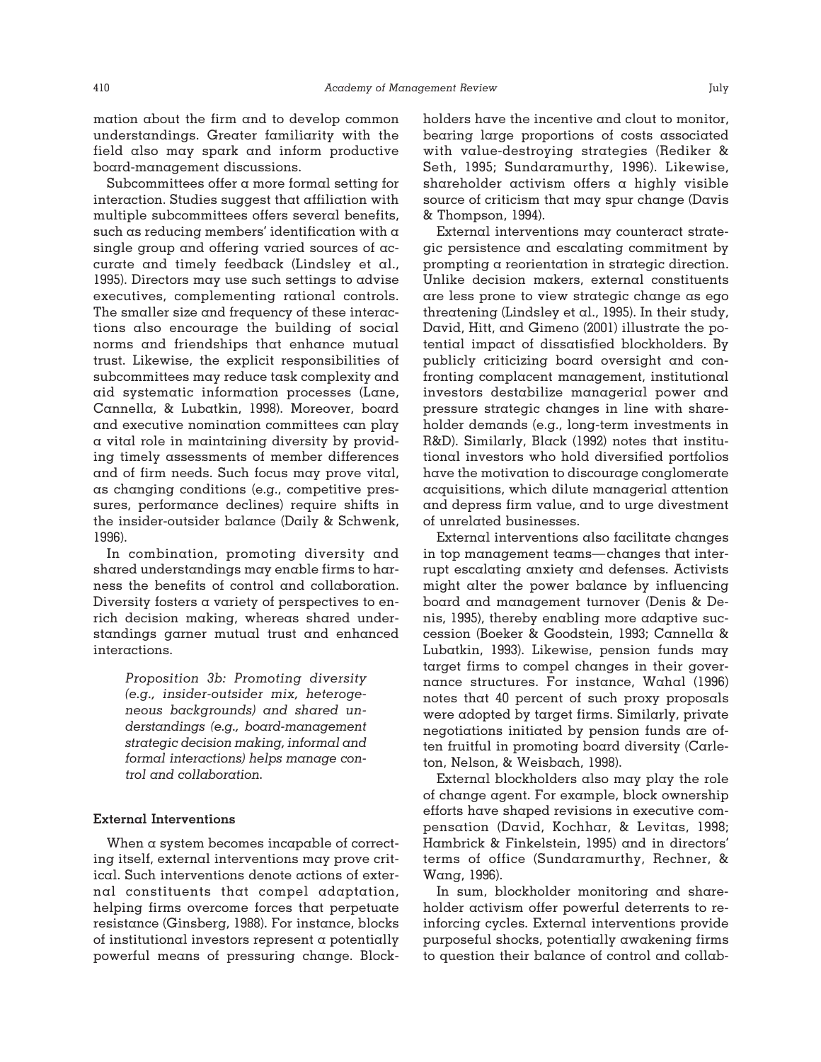mation about the firm and to develop common understandings. Greater familiarity with the field also may spark and inform productive board-management discussions.

Subcommittees offer a more formal setting for interaction. Studies suggest that affiliation with multiple subcommittees offers several benefits, such as reducing members' identification with a single group and offering varied sources of accurate and timely feedback (Lindsley et al., 1995). Directors may use such settings to advise executives, complementing rational controls. The smaller size and frequency of these interactions also encourage the building of social norms and friendships that enhance mutual trust. Likewise, the explicit responsibilities of subcommittees may reduce task complexity and aid systematic information processes (Lane, Cannella, & Lubatkin, 1998). Moreover, board and executive nomination committees can play a vital role in maintaining diversity by providing timely assessments of member differences and of firm needs. Such focus may prove vital, as changing conditions (e.g., competitive pressures, performance declines) require shifts in the insider-outsider balance (Daily & Schwenk, 1996).

In combination, promoting diversity and shared understandings may enable firms to harness the benefits of control and collaboration. Diversity fosters a variety of perspectives to enrich decision making, whereas shared understandings garner mutual trust and enhanced interactions.

> *Proposition 3b: Promoting diversity (e.g., insider-outsider mix, heterogeneous backgrounds) and shared understandings (e.g., board-management strategic decision making, informal and formal interactions) helps manage control and collaboration.*

### External Interventions

When a system becomes incapable of correcting itself, external interventions may prove critical. Such interventions denote actions of external constituents that compel adaptation, helping firms overcome forces that perpetuate resistance (Ginsberg, 1988). For instance, blocks of institutional investors represent a potentially powerful means of pressuring change. Blockholders have the incentive and clout to monitor, bearing large proportions of costs associated with value-destroying strategies (Rediker & Seth, 1995; Sundaramurthy, 1996). Likewise, shareholder activism offers a highly visible source of criticism that may spur change (Davis & Thompson, 1994).

External interventions may counteract strategic persistence and escalating commitment by prompting a reorientation in strategic direction. Unlike decision makers, external constituents are less prone to view strategic change as ego threatening (Lindsley et al., 1995). In their study, David, Hitt, and Gimeno (2001) illustrate the potential impact of dissatisfied blockholders. By publicly criticizing board oversight and confronting complacent management, institutional investors destabilize managerial power and pressure strategic changes in line with shareholder demands (e.g., long-term investments in R&D). Similarly, Black (1992) notes that institutional investors who hold diversified portfolios have the motivation to discourage conglomerate acquisitions, which dilute managerial attention and depress firm value, and to urge divestment of unrelated businesses.

External interventions also facilitate changes in top management teams—changes that interrupt escalating anxiety and defenses. Activists might alter the power balance by influencing board and management turnover (Denis & Denis, 1995), thereby enabling more adaptive succession (Boeker & Goodstein, 1993; Cannella & Lubatkin, 1993). Likewise, pension funds may target firms to compel changes in their governance structures. For instance, Wahal (1996) notes that 40 percent of such proxy proposals were adopted by target firms. Similarly, private negotiations initiated by pension funds are often fruitful in promoting board diversity (Carleton, Nelson, & Weisbach, 1998).

External blockholders also may play the role of change agent. For example, block ownership efforts have shaped revisions in executive compensation (David, Kochhar, & Levitas, 1998; Hambrick & Finkelstein, 1995) and in directors' terms of office (Sundaramurthy, Rechner, & Wang, 1996).

In sum, blockholder monitoring and shareholder activism offer powerful deterrents to reinforcing cycles. External interventions provide purposeful shocks, potentially awakening firms to question their balance of control and collab-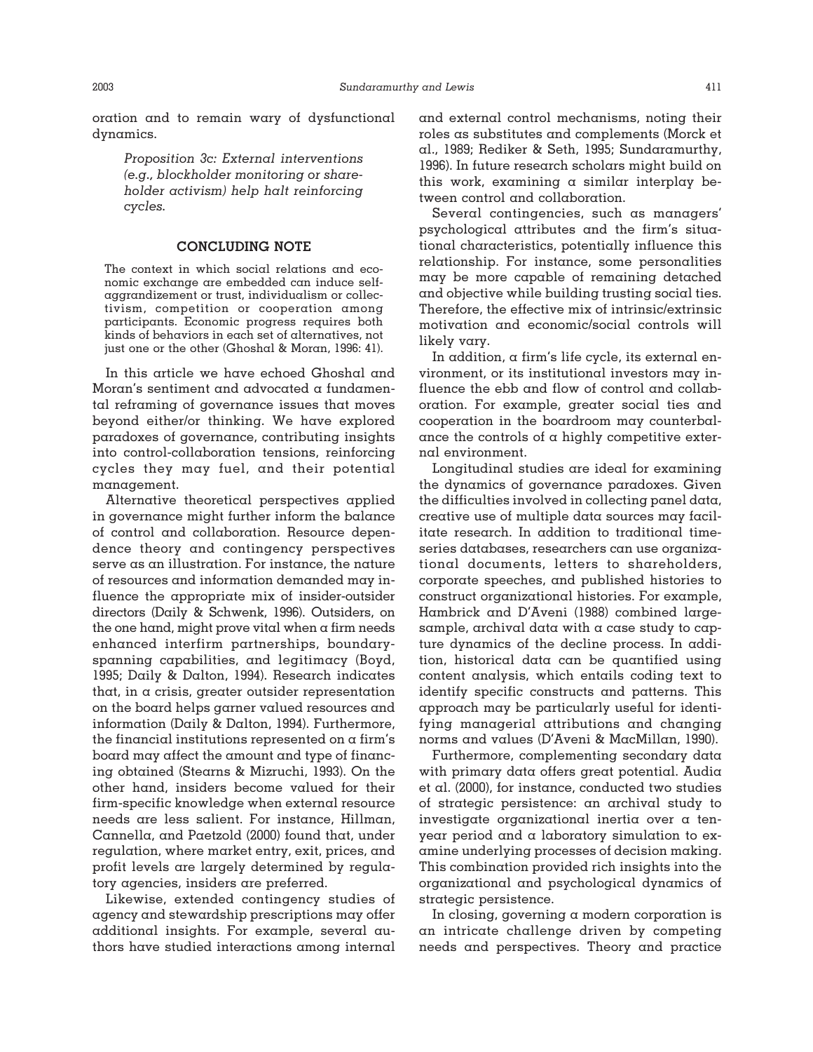oration and to remain wary of dysfunctional dynamics.

> *Proposition 3c: External interventions (e.g., blockholder monitoring or shareholder activism) help halt reinforcing cycles.*

## CONCLUDING NOTE

> The context in which social relations and economic exchange are embedded can induce self-aggrandizement or trust, individualism or collectivism, competition or cooperation among participants. Economic progress requires both kinds of behaviors in each set of alternatives, not just one or the other (Ghoshal & Moran, 1996: 41).

In this article we have echoed Ghoshal and Moran's sentiment and advocated a fundamental reframing of governance issues that moves beyond either/or thinking. We have explored paradoxes of governance, contributing insights into control-collaboration tensions, reinforcing cycles they may fuel, and their potential management.

Alternative theoretical perspectives applied in governance might further inform the balance of control and collaboration. Resource dependence theory and contingency perspectives serve as an illustration. For instance, the nature of resources and information demanded may influence the appropriate mix of insider-outsider directors (Daily & Schwenk, 1996). Outsiders, on the one hand, might prove vital when a firm needs enhanced interfirm partnerships, boundary-spanning capabilities, and legitimacy (Boyd, 1995; Daily & Dalton, 1994). Research indicates that, in a crisis, greater outsider representation on the board helps garner valued resources and information (Daily & Dalton, 1994). Furthermore, the financial institutions represented on a firm's board may affect the amount and type of financing obtained (Stearns & Mizruchi, 1993). On the other hand, insiders become valued for their firm-specific knowledge when external resource needs are less salient. For instance, Hillman, Cannella, and Paetzold (2000) found that, under regulation, where market entry, exit, prices, and profit levels are largely determined by regulatory agencies, insiders are preferred.

Likewise, extended contingency studies of agency and stewardship prescriptions may offer additional insights. For example, several authors have studied interactions among internal and external control mechanisms, noting their roles as substitutes and complements (Morck et al., 1989; Rediker & Seth, 1995; Sundaramurthy, 1996). In future research scholars might build on this work, examining a similar interplay between control and collaboration.

Several contingencies, such as managers' psychological attributes and the firm's situational characteristics, potentially influence this relationship. For instance, some personalities may be more capable of remaining detached and objective while building trusting social ties. Therefore, the effective mix of intrinsic/extrinsic motivation and economic/social controls will likely vary.

In addition, a firm's life cycle, its external environment, or its institutional investors may influence the ebb and flow of control and collaboration. For example, greater social ties and cooperation in the boardroom may counterbalance the controls of a highly competitive external environment.

Longitudinal studies are ideal for examining the dynamics of governance paradoxes. Given the difficulties involved in collecting panel data, creative use of multiple data sources may facilitate research. In addition to traditional time-series databases, researchers can use organizational documents, letters to shareholders, corporate speeches, and published histories to construct organizational histories. For example, Hambrick and D'Aveni (1988) combined large-sample, archival data with a case study to capture dynamics of the decline process. In addition, historical data can be quantified using content analysis, which entails coding text to identify specific constructs and patterns. This approach may be particularly useful for identifying managerial attributions and changing norms and values (D'Aveni & MacMillan, 1990).

Furthermore, complementing secondary data with primary data offers great potential. Audia et al. (2000), for instance, conducted two studies of strategic persistence: an archival study to investigate organizational inertia over a ten-year period and a laboratory simulation to examine underlying processes of decision making. This combination provided rich insights into the organizational and psychological dynamics of strategic persistence.

In closing, governing a modern corporation is an intricate challenge driven by competing needs and perspectives. Theory and practice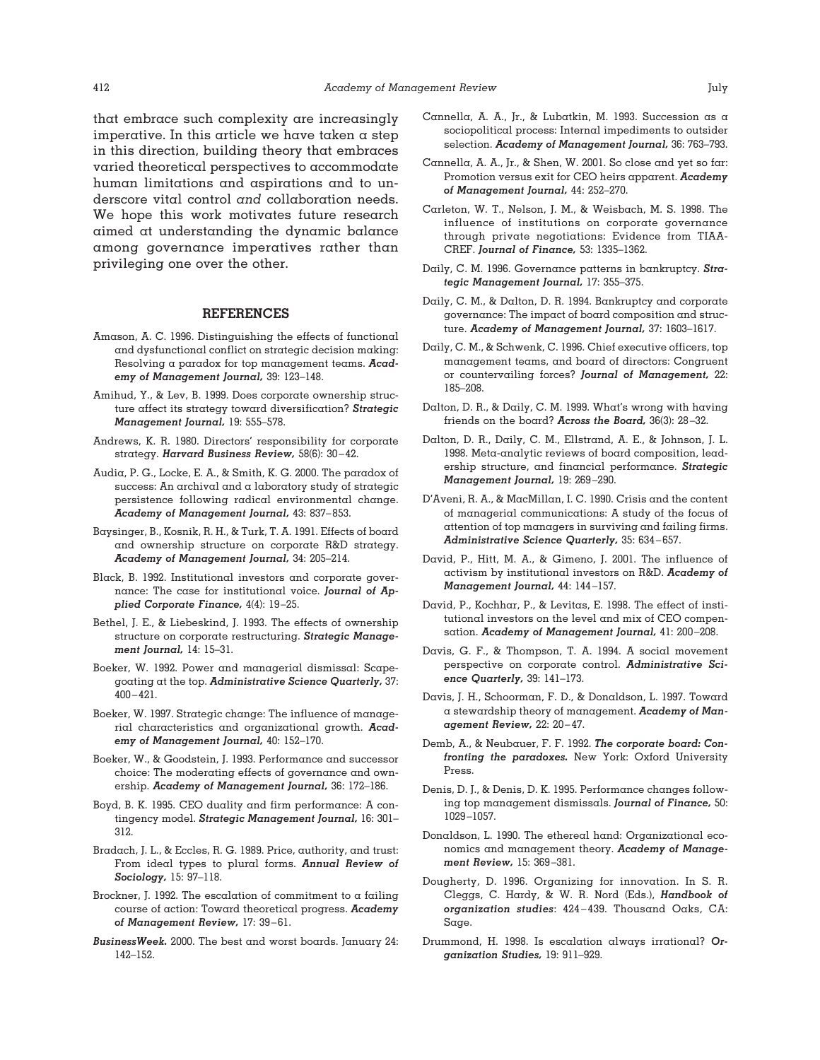that embrace such complexity are increasingly imperative. In this article we have taken a step in this direction, building theory that embraces varied theoretical perspectives to accommodate human limitations and aspirations and to underscore vital control *and* collaboration needs. We hope this work motivates future research aimed at understanding the dynamic balance among governance imperatives rather than privileging one over the other.

## REFERENCES

Amason, A. C. 1996. Distinguishing the effects of functional and dysfunctional conflict on strategic decision making: Resolving a paradox for top management teams. ***Academy of Management Journal,*** 39: 123–148.

Amihud, Y., & Lev, B. 1999. Does corporate ownership structure affect its strategy toward diversification? ***Strategic Management Journal,*** 19: 555–578.

Andrews, K. R. 1980. Directors' responsibility for corporate strategy. ***Harvard Business Review,*** 58(6): 30–42.

Audia, P. G., Locke, E. A., & Smith, K. G. 2000. The paradox of success: An archival and a laboratory study of strategic persistence following radical environmental change. ***Academy of Management Journal,*** 43: 837–853.

Baysinger, B., Kosnik, R. H., & Turk, T. A. 1991. Effects of board and ownership structure on corporate R&D strategy. ***Academy of Management Journal,*** 34: 205–214.

Black, B. 1992. Institutional investors and corporate governance: The case for institutional voice. ***Journal of Applied Corporate Finance,*** 4(4): 19–25.

Bethel, J. E., & Liebeskind, J. 1993. The effects of ownership structure on corporate restructuring. ***Strategic Management Journal,*** 14: 15–31.

Boeker, W. 1992. Power and managerial dismissal: Scapegoating at the top. ***Administrative Science Quarterly,*** 37: 400–421.

Boeker, W. 1997. Strategic change: The influence of managerial characteristics and organizational growth. ***Academy of Management Journal,*** 40: 152–170.

Boeker, W., & Goodstein, J. 1993. Performance and successor choice: The moderating effects of governance and ownership. ***Academy of Management Journal,*** 36: 172–186.

Boyd, B. K. 1995. CEO duality and firm performance: A contingency model. ***Strategic Management Journal,*** 16: 301–312.

Bradach, J. L., & Eccles, R. G. 1989. Price, authority, and trust: From ideal types to plural forms. ***Annual Review of Sociology,*** 15: 97–118.

Brockner, J. 1992. The escalation of commitment to a failing course of action: Toward theoretical progress. ***Academy of Management Review,*** 17: 39–61.

***BusinessWeek.*** 2000. The best and worst boards. January 24: 142–152.

Cannella, A. A., Jr., & Lubatkin, M. 1993. Succession as a sociopolitical process: Internal impediments to outsider selection. ***Academy of Management Journal,*** 36: 763–793.

Cannella, A. A., Jr., & Shen, W. 2001. So close and yet so far: Promotion versus exit for CEO heirs apparent. ***Academy of Management Journal,*** 44: 252–270.

Carleton, W. T., Nelson, J. M., & Weisbach, M. S. 1998. The influence of institutions on corporate governance through private negotiations: Evidence from TIAA-CREF. ***Journal of Finance,*** 53: 1335–1362.

Daily, C. M. 1996. Governance patterns in bankruptcy. ***Strategic Management Journal,*** 17: 355–375.

Daily, C. M., & Dalton, D. R. 1994. Bankruptcy and corporate governance: The impact of board composition and structure. ***Academy of Management Journal,*** 37: 1603–1617.

Daily, C. M., & Schwenk, C. 1996. Chief executive officers, top management teams, and board of directors: Congruent or countervailing forces? ***Journal of Management,*** 22: 185–208.

Dalton, D. R., & Daily, C. M. 1999. What's wrong with having friends on the board? ***Across the Board,*** 36(3): 28–32.

Dalton, D. R., Daily, C. M., Ellstrand, A. E., & Johnson, J. L. 1998. Meta-analytic reviews of board composition, leadership structure, and financial performance. ***Strategic Management Journal,*** 19: 269–290.

D'Aveni, R. A., & MacMillan, I. C. 1990. Crisis and the content of managerial communications: A study of the focus of attention of top managers in surviving and failing firms. ***Administrative Science Quarterly,*** 35: 634–657.

David, P., Hitt, M. A., & Gimeno, J. 2001. The influence of activism by institutional investors on R&D. ***Academy of Management Journal,*** 44: 144–157.

David, P., Kochhar, P., & Levitas, E. 1998. The effect of institutional investors on the level and mix of CEO compensation. ***Academy of Management Journal,*** 41: 200–208.

Davis, G. F., & Thompson, T. A. 1994. A social movement perspective on corporate control. ***Administrative Science Quarterly,*** 39: 141–173.

Davis, J. H., Schoorman, F. D., & Donaldson, L. 1997. Toward a stewardship theory of management. ***Academy of Management Review,*** 22: 20–47.

Demb, A., & Neubauer, F. F. 1992. ***The corporate board: Confronting the paradoxes.*** New York: Oxford University Press.

Denis, D. J., & Denis, D. K. 1995. Performance changes following top management dismissals. ***Journal of Finance,*** 50: 1029–1057.

Donaldson, L. 1990. The ethereal hand: Organizational economics and management theory. ***Academy of Management Review,*** 15: 369–381.

Dougherty, D. 1996. Organizing for innovation. In S. R. Cleggs, C. Hardy, & W. R. Nord (Eds.), ***Handbook of organization studies***: 424–439. Thousand Oaks, CA: Sage.

Drummond, H. 1998. Is escalation always irrational? ***Organization Studies,*** 19: 911–929.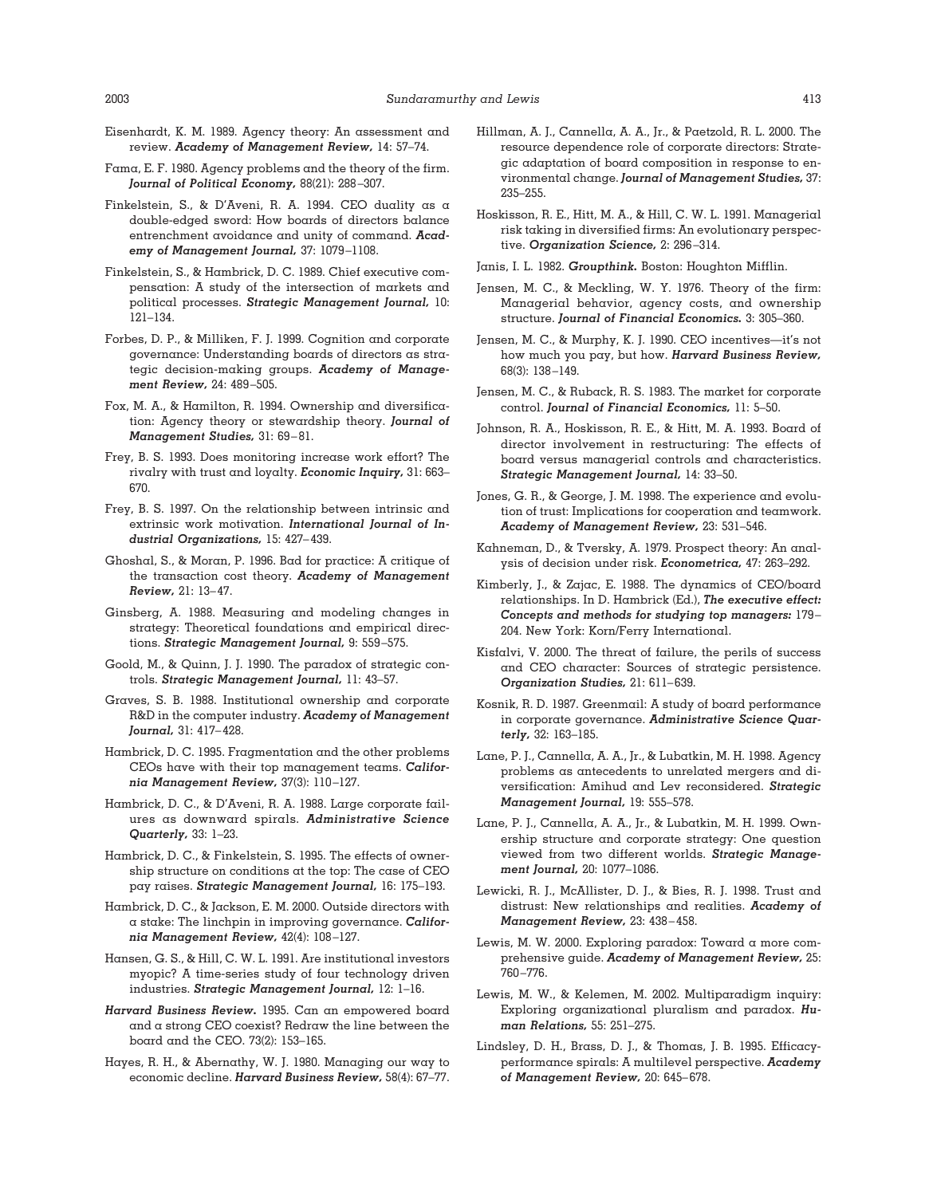Eisenhardt, K. M. 1989. Agency theory: An assessment and review. ***Academy of Management Review,*** 14: 57–74.

Fama, E. F. 1980. Agency problems and the theory of the firm. ***Journal of Political Economy,*** 88(21): 288–307.

Finkelstein, S., & D'Aveni, R. A. 1994. CEO duality as a double-edged sword: How boards of directors balance entrenchment avoidance and unity of command. ***Academy of Management Journal,*** 37: 1079–1108.

Finkelstein, S., & Hambrick, D. C. 1989. Chief executive compensation: A study of the intersection of markets and political processes. ***Strategic Management Journal,*** 10: 121–134.

Forbes, D. P., & Milliken, F. J. 1999. Cognition and corporate governance: Understanding boards of directors as strategic decision-making groups. ***Academy of Management Review,*** 24: 489–505.

Fox, M. A., & Hamilton, R. 1994. Ownership and diversification: Agency theory or stewardship theory. ***Journal of Management Studies,*** 31: 69–81.

Frey, B. S. 1993. Does monitoring increase work effort? The rivalry with trust and loyalty. ***Economic Inquiry,*** 31: 663–670.

Frey, B. S. 1997. On the relationship between intrinsic and extrinsic work motivation. ***International Journal of Industrial Organizations,*** 15: 427–439.

Ghoshal, S., & Moran, P. 1996. Bad for practice: A critique of the transaction cost theory. ***Academy of Management Review,*** 21: 13–47.

Ginsberg, A. 1988. Measuring and modeling changes in strategy: Theoretical foundations and empirical directions. ***Strategic Management Journal,*** 9: 559–575.

Goold, M., & Quinn, J. J. 1990. The paradox of strategic controls. ***Strategic Management Journal,*** 11: 43–57.

Graves, S. B. 1988. Institutional ownership and corporate R&D in the computer industry. ***Academy of Management Journal,*** 31: 417–428.

Hambrick, D. C. 1995. Fragmentation and the other problems CEOs have with their top management teams. ***California Management Review,*** 37(3): 110–127.

Hambrick, D. C., & D'Aveni, R. A. 1988. Large corporate failures as downward spirals. ***Administrative Science Quarterly,*** 33: 1–23.

Hambrick, D. C., & Finkelstein, S. 1995. The effects of ownership structure on conditions at the top: The case of CEO pay raises. ***Strategic Management Journal,*** 16: 175–193.

Hambrick, D. C., & Jackson, E. M. 2000. Outside directors with a stake: The linchpin in improving governance. ***California Management Review,*** 42(4): 108–127.

Hansen, G. S., & Hill, C. W. L. 1991. Are institutional investors myopic? A time-series study of four technology driven industries. ***Strategic Management Journal,*** 12: 1–16.

***Harvard Business Review.*** 1995. Can an empowered board and a strong CEO coexist? Redraw the line between the board and the CEO. 73(2): 153–165.

Hayes, R. H., & Abernathy, W. J. 1980. Managing our way to economic decline. ***Harvard Business Review,*** 58(4): 67–77.

Hillman, A. J., Cannella, A. A., Jr., & Paetzold, R. L. 2000. The resource dependence role of corporate directors: Strategic adaptation of board composition in response to environmental change. ***Journal of Management Studies,*** 37: 235–255.

Hoskisson, R. E., Hitt, M. A., & Hill, C. W. L. 1991. Managerial risk taking in diversified firms: An evolutionary perspective. ***Organization Science,*** 2: 296–314.

Janis, I. L. 1982. ***Groupthink.*** Boston: Houghton Mifflin.

Jensen, M. C., & Meckling, W. Y. 1976. Theory of the firm: Managerial behavior, agency costs, and ownership structure. ***Journal of Financial Economics.*** 3: 305–360.

Jensen, M. C., & Murphy, K. J. 1990. CEO incentives—it's not how much you pay, but how. ***Harvard Business Review,*** 68(3): 138–149.

Jensen, M. C., & Ruback, R. S. 1983. The market for corporate control. ***Journal of Financial Economics,*** 11: 5–50.

Johnson, R. A., Hoskisson, R. E., & Hitt, M. A. 1993. Board of director involvement in restructuring: The effects of board versus managerial controls and characteristics. ***Strategic Management Journal,*** 14: 33–50.

Jones, G. R., & George, J. M. 1998. The experience and evolution of trust: Implications for cooperation and teamwork. ***Academy of Management Review,*** 23: 531–546.

Kahneman, D., & Tversky, A. 1979. Prospect theory: An analysis of decision under risk. ***Econometrica,*** 47: 263–292.

Kimberly, J., & Zajac, E. 1988. The dynamics of CEO/board relationships. In D. Hambrick (Ed.), ***The executive effect: Concepts and methods for studying top managers:*** 179–204. New York: Korn/Ferry International.

Kisfalvi, V. 2000. The threat of failure, the perils of success and CEO character: Sources of strategic persistence. ***Organization Studies,*** 21: 611–639.

Kosnik, R. D. 1987. Greenmail: A study of board performance in corporate governance. ***Administrative Science Quarterly,*** 32: 163–185.

Lane, P. J., Cannella, A. A., Jr., & Lubatkin, M. H. 1998. Agency problems as antecedents to unrelated mergers and diversification: Amihud and Lev reconsidered. ***Strategic Management Journal,*** 19: 555–578.

Lane, P. J., Cannella, A. A., Jr., & Lubatkin, M. H. 1999. Ownership structure and corporate strategy: One question viewed from two different worlds. ***Strategic Management Journal,*** 20: 1077–1086.

Lewicki, R. J., McAllister, D. J., & Bies, R. J. 1998. Trust and distrust: New relationships and realities. ***Academy of Management Review,*** 23: 438–458.

Lewis, M. W. 2000. Exploring paradox: Toward a more comprehensive guide. ***Academy of Management Review,*** 25: 760–776.

Lewis, M. W., & Kelemen, M. 2002. Multiparadigm inquiry: Exploring organizational pluralism and paradox. ***Human Relations,*** 55: 251–275.

Lindsley, D. H., Brass, D. J., & Thomas, J. B. 1995. Efficacy-performance spirals: A multilevel perspective. ***Academy of Management Review,*** 20: 645–678.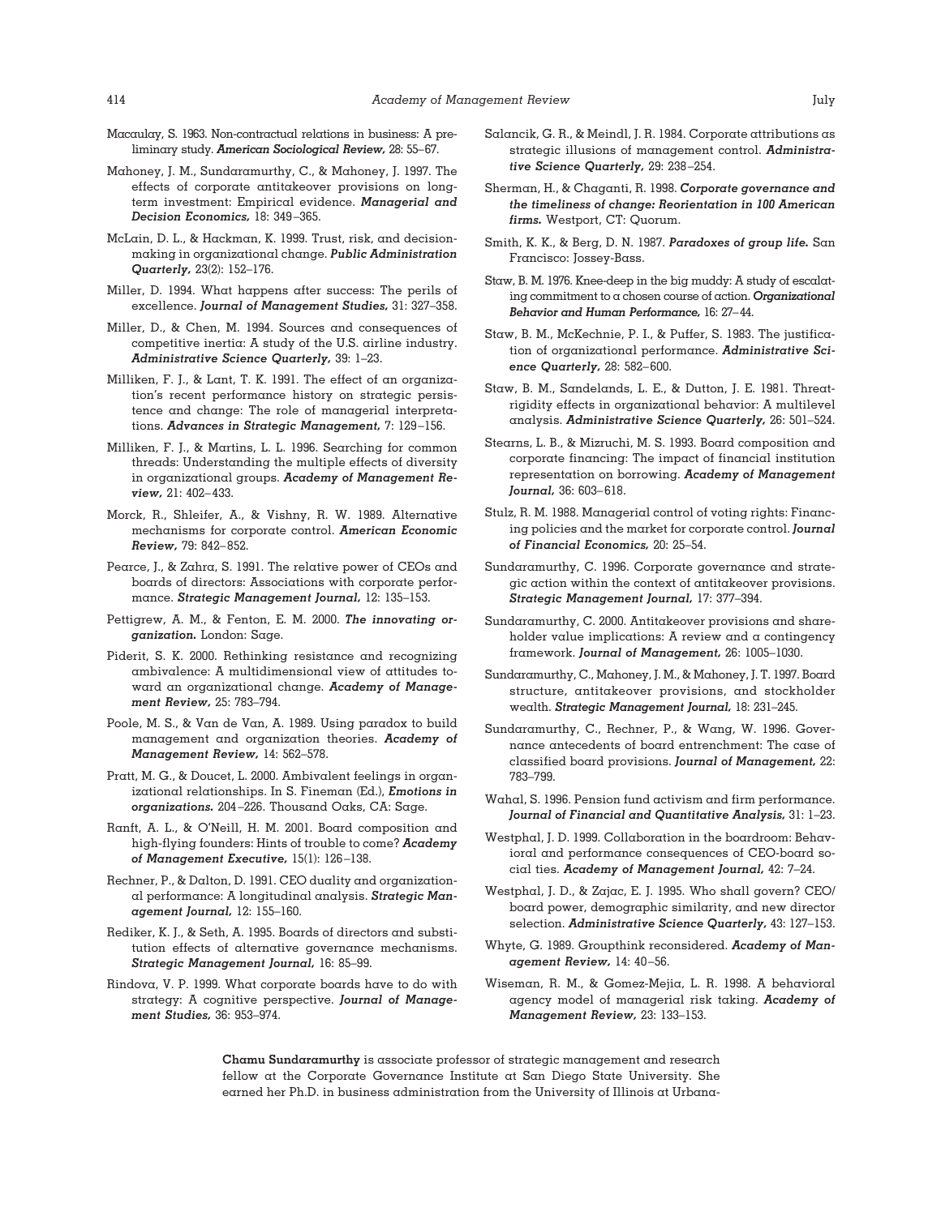Macaulay, S. 1963. Non-contractual relations in business: A preliminary study. ***American Sociological Review,*** 28: 55–67.

Mahoney, J. M., Sundaramurthy, C., & Mahoney, J. 1997. The effects of corporate antitakeover provisions on long-term investment: Empirical evidence. ***Managerial and Decision Economics,*** 18: 349–365.

McLain, D. L., & Hackman, K. 1999. Trust, risk, and decision-making in organizational change. ***Public Administration Quarterly,*** 23(2): 152–176.

Miller, D. 1994. What happens after success: The perils of excellence. ***Journal of Management Studies,*** 31: 327–358.

Miller, D., & Chen, M. 1994. Sources and consequences of competitive inertia: A study of the U.S. airline industry. ***Administrative Science Quarterly,*** 39: 1–23.

Milliken, F. J., & Lant, T. K. 1991. The effect of an organization's recent performance history on strategic persistence and change: The role of managerial interpretations. ***Advances in Strategic Management,*** 7: 129–156.

Milliken, F. J., & Martins, L. L. 1996. Searching for common threads: Understanding the multiple effects of diversity in organizational groups. ***Academy of Management Review,*** 21: 402–433.

Morck, R., Shleifer, A., & Vishny, R. W. 1989. Alternative mechanisms for corporate control. ***American Economic Review,*** 79: 842–852.

Pearce, J., & Zahra, S. 1991. The relative power of CEOs and boards of directors: Associations with corporate performance. ***Strategic Management Journal,*** 12: 135–153.

Pettigrew, A. M., & Fenton, E. M. 2000. ***The innovating organization.*** London: Sage.

Piderit, S. K. 2000. Rethinking resistance and recognizing ambivalence: A multidimensional view of attitudes toward an organizational change. ***Academy of Management Review,*** 25: 783–794.

Poole, M. S., & Van de Van, A. 1989. Using paradox to build management and organization theories. ***Academy of Management Review,*** 14: 562–578.

Pratt, M. G., & Doucet, L. 2000. Ambivalent feelings in organizational relationships. In S. Fineman (Ed.), ***Emotions in organizations.*** 204–226. Thousand Oaks, CA: Sage.

Ranft, A. L., & O'Neill, H. M. 2001. Board composition and high-flying founders: Hints of trouble to come? ***Academy of Management Executive,*** 15(1): 126–138.

Rechner, P., & Dalton, D. 1991. CEO duality and organizational performance: A longitudinal analysis. ***Strategic Management Journal,*** 12: 155–160.

Rediker, K. J., & Seth, A. 1995. Boards of directors and substitution effects of alternative governance mechanisms. ***Strategic Management Journal,*** 16: 85–99.

Rindova, V. P. 1999. What corporate boards have to do with strategy: A cognitive perspective. ***Journal of Management Studies,*** 36: 953–974.

Salancik, G. R., & Meindl, J. R. 1984. Corporate attributions as strategic illusions of management control. ***Administrative Science Quarterly,*** 29: 238–254.

Sherman, H., & Chaganti, R. 1998. ***Corporate governance and the timeliness of change: Reorientation in 100 American firms.*** Westport, CT: Quorum.

Smith, K. K., & Berg, D. N. 1987. ***Paradoxes of group life.*** San Francisco: Jossey-Bass.

Staw, B. M. 1976. Knee-deep in the big muddy: A study of escalating commitment to a chosen course of action. ***Organizational Behavior and Human Performance,*** 16: 27–44.

Staw, B. M., McKechnie, P. I., & Puffer, S. 1983. The justification of organizational performance. ***Administrative Science Quarterly,*** 28: 582–600.

Staw, B. M., Sandelands, L. E., & Dutton, J. E. 1981. Threat-rigidity effects in organizational behavior: A multilevel analysis. ***Administrative Science Quarterly,*** 26: 501–524.

Stearns, L. B., & Mizruchi, M. S. 1993. Board composition and corporate financing: The impact of financial institution representation on borrowing. ***Academy of Management Journal,*** 36: 603–618.

Stulz, R. M. 1988. Managerial control of voting rights: Financing policies and the market for corporate control. ***Journal of Financial Economics,*** 20: 25–54.

Sundaramurthy, C. 1996. Corporate governance and strategic action within the context of antitakeover provisions. ***Strategic Management Journal,*** 17: 377–394.

Sundaramurthy, C. 2000. Antitakeover provisions and shareholder value implications: A review and a contingency framework. ***Journal of Management,*** 26: 1005–1030.

Sundaramurthy, C., Mahoney, J. M., & Mahoney, J. T. 1997. Board structure, antitakeover provisions, and stockholder wealth. ***Strategic Management Journal,*** 18: 231–245.

Sundaramurthy, C., Rechner, P., & Wang, W. 1996. Governance antecedents of board entrenchment: The case of classified board provisions. ***Journal of Management,*** 22: 783–799.

Wahal, S. 1996. Pension fund activism and firm performance. ***Journal of Financial and Quantitative Analysis,*** 31: 1–23.

Westphal, J. D. 1999. Collaboration in the boardroom: Behavioral and performance consequences of CEO-board social ties. ***Academy of Management Journal,*** 42: 7–24.

Westphal, J. D., & Zajac, E. J. 1995. Who shall govern? CEO/board power, demographic similarity, and new director selection. ***Administrative Science Quarterly,*** 43: 127–153.

Whyte, G. 1989. Groupthink reconsidered. ***Academy of Management Review,*** 14: 40–56.

Wiseman, R. M., & Gomez-Mejia, L. R. 1998. A behavioral agency model of managerial risk taking. ***Academy of Management Review,*** 23: 133–153.

**Chamu Sundaramurthy** is associate professor of strategic management and research fellow at the Corporate Governance Institute at San Diego State University. She earned her Ph.D. in business administration from the University of Illinois at Urbana-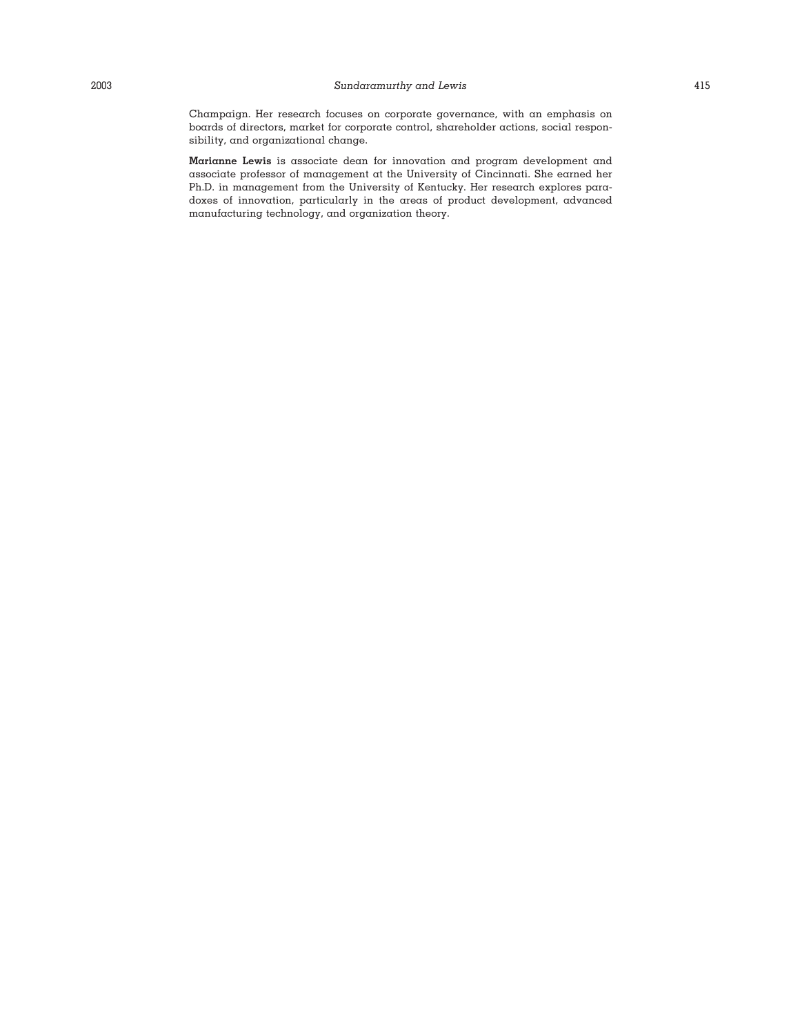Champaign. Her research focuses on corporate governance, with an emphasis on boards of directors, market for corporate control, shareholder actions, social responsibility, and organizational change.

**Marianne Lewis** is associate dean for innovation and program development and associate professor of management at the University of Cincinnati. She earned her Ph.D. in management from the University of Kentucky. Her research explores paradoxes of innovation, particularly in the areas of product development, advanced manufacturing technology, and organization theory.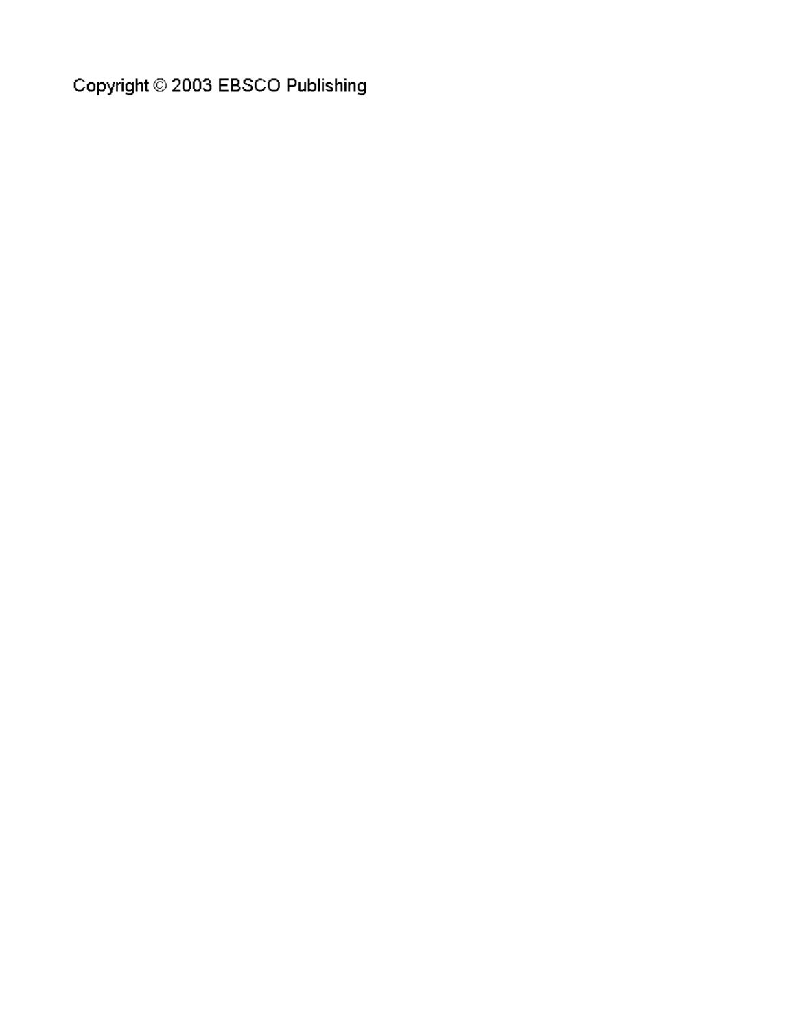Copyright © 2003 EBSCO Publishing